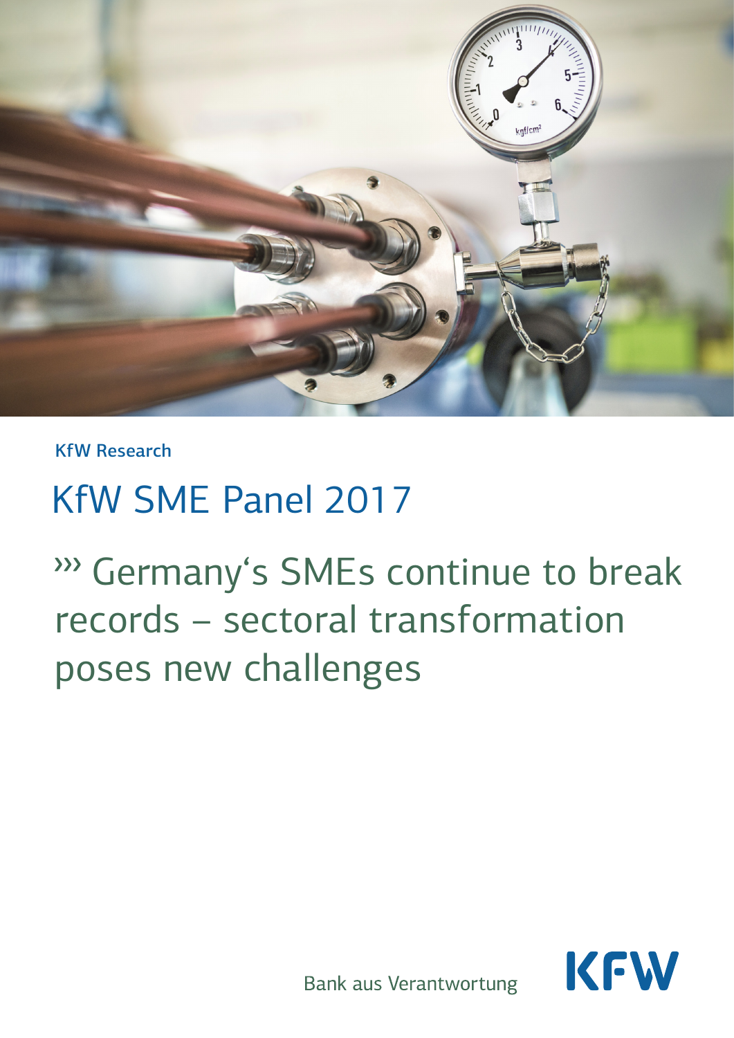KfW Research

# KfW SME Panel 2017

## ››› Germany's SMEs continue to break records – sectoral transformation poses new challenges

Bank aus Verantwortung

KFW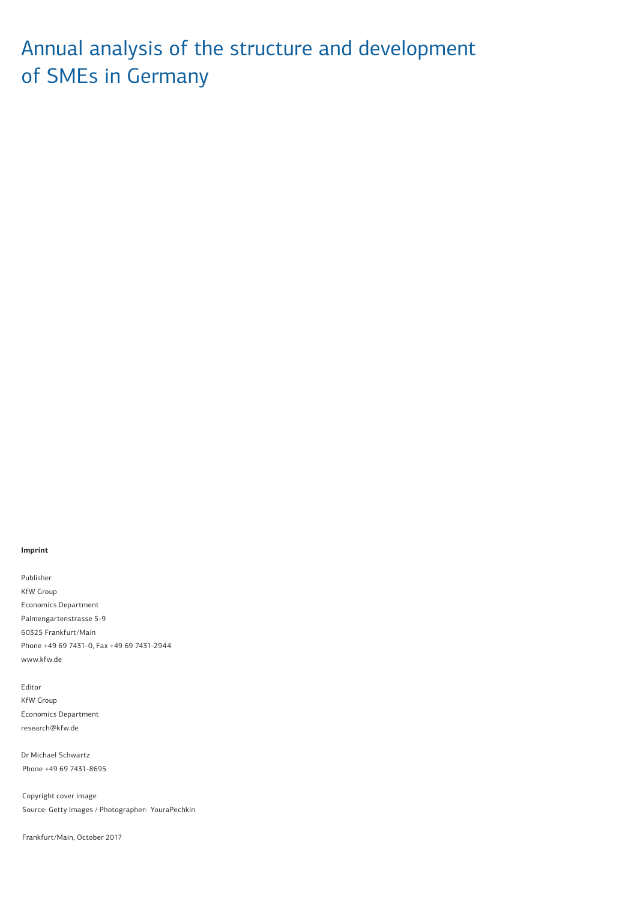# Annual analysis of the structure and development of SMEs in Germany

**Imprint**

Publisher
KfW Group
Economics Department
Palmengartenstrasse 5-9
60325 Frankfurt/Main
Phone +49 69 7431-0, Fax +49 69 7431-2944
www.kfw.de

Editor
KfW Group
Economics Department
research@kfw.de

Dr Michael Schwartz
Phone +49 69 7431-8695

Copyright cover image
Source: Getty Images / Photographer: YouraPechkin

Frankfurt/Main, October 2017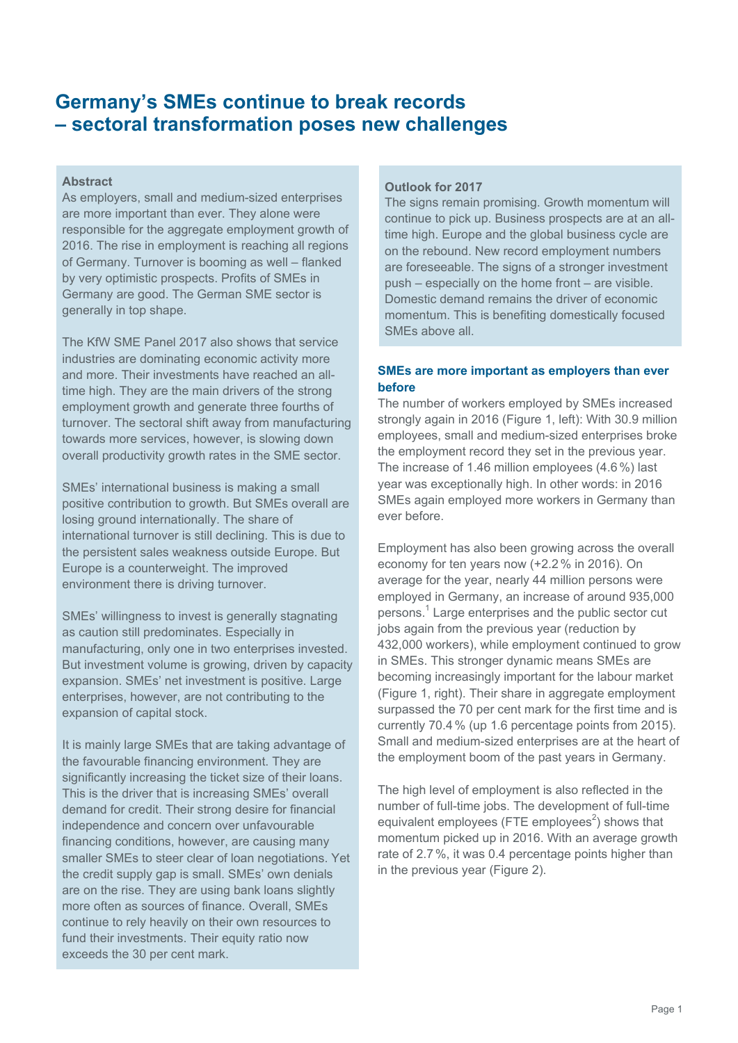# Germany's SMEs continue to break records – sectoral transformation poses new challenges

**Abstract**

As employers, small and medium-sized enterprises are more important than ever. They alone were responsible for the aggregate employment growth of 2016. The rise in employment is reaching all regions of Germany. Turnover is booming as well – flanked by very optimistic prospects. Profits of SMEs in Germany are good. The German SME sector is generally in top shape.

The KfW SME Panel 2017 also shows that service industries are dominating economic activity more and more. Their investments have reached an all-time high. They are the main drivers of the strong employment growth and generate three fourths of turnover. The sectoral shift away from manufacturing towards more services, however, is slowing down overall productivity growth rates in the SME sector.

SMEs' international business is making a small positive contribution to growth. But SMEs overall are losing ground internationally. The share of international turnover is still declining. This is due to the persistent sales weakness outside Europe. But Europe is a counterweight. The improved environment there is driving turnover.

SMEs' willingness to invest is generally stagnating as caution still predominates. Especially in manufacturing, only one in two enterprises invested. But investment volume is growing, driven by capacity expansion. SMEs' net investment is positive. Large enterprises, however, are not contributing to the expansion of capital stock.

It is mainly large SMEs that are taking advantage of the favourable financing environment. They are significantly increasing the ticket size of their loans. This is the driver that is increasing SMEs' overall demand for credit. Their strong desire for financial independence and concern over unfavourable financing conditions, however, are causing many smaller SMEs to steer clear of loan negotiations. Yet the credit supply gap is small. SMEs' own denials are on the rise. They are using bank loans slightly more often as sources of finance. Overall, SMEs continue to rely heavily on their own resources to fund their investments. Their equity ratio now exceeds the 30 per cent mark.

**Outlook for 2017**

The signs remain promising. Growth momentum will continue to pick up. Business prospects are at an all-time high. Europe and the global business cycle are on the rebound. New record employment numbers are foreseeable. The signs of a stronger investment push – especially on the home front – are visible. Domestic demand remains the driver of economic momentum. This is benefiting domestically focused SMEs above all.

## SMEs are more important as employers than ever before

The number of workers employed by SMEs increased strongly again in 2016 (Figure 1, left): With 30.9 million employees, small and medium-sized enterprises broke the employment record they set in the previous year. The increase of 1.46 million employees (4.6 %) last year was exceptionally high. In other words: in 2016 SMEs again employed more workers in Germany than ever before.

Employment has also been growing across the overall economy for ten years now (+2.2 % in 2016). On average for the year, nearly 44 million persons were employed in Germany, an increase of around 935,000 persons.[1] Large enterprises and the public sector cut jobs again from the previous year (reduction by 432,000 workers), while employment continued to grow in SMEs. This stronger dynamic means SMEs are becoming increasingly important for the labour market (Figure 1, right). Their share in aggregate employment surpassed the 70 per cent mark for the first time and is currently 70.4 % (up 1.6 percentage points from 2015). Small and medium-sized enterprises are at the heart of the employment boom of the past years in Germany.

The high level of employment is also reflected in the number of full-time jobs. The development of full-time equivalent employees (FTE employees[2]) shows that momentum picked up in 2016. With an average growth rate of 2.7 %, it was 0.4 percentage points higher than in the previous year (Figure 2).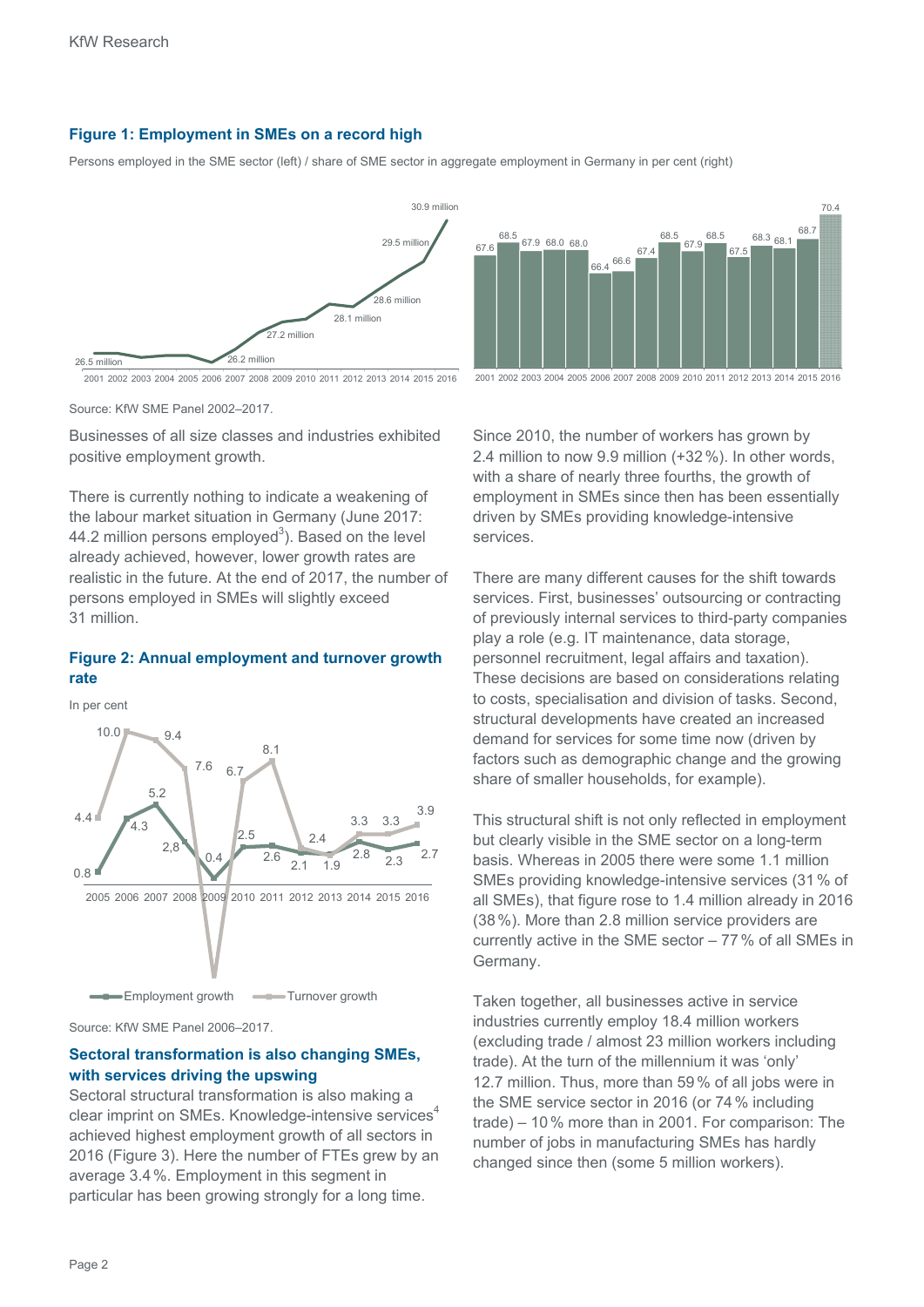**Figure 1: Employment in SMEs on a record high**

Persons employed in the SME sector (left) / share of SME sector in aggregate employment in Germany in per cent (right)

Source: KfW SME Panel 2002–2017.

Businesses of all size classes and industries exhibited positive employment growth.

There is currently nothing to indicate a weakening of the labour market situation in Germany (June 2017: 44.2 million persons employed[3]). Based on the level already achieved, however, lower growth rates are realistic in the future. At the end of 2017, the number of persons employed in SMEs will slightly exceed 31 million.

**Figure 2: Annual employment and turnover growth rate**

In per cent

Source: KfW SME Panel 2006–2017.

**Sectoral transformation is also changing SMEs, with services driving the upswing**

Sectoral structural transformation is also making a clear imprint on SMEs. Knowledge-intensive services[4] achieved highest employment growth of all sectors in 2016 (Figure 3). Here the number of FTEs grew by an average 3.4 %. Employment in this segment in particular has been growing strongly for a long time.

Since 2010, the number of workers has grown by 2.4 million to now 9.9 million (+32 %). In other words, with a share of nearly three fourths, the growth of employment in SMEs since then has been essentially driven by SMEs providing knowledge-intensive services.

There are many different causes for the shift towards services. First, businesses' outsourcing or contracting of previously internal services to third-party companies play a role (e.g. IT maintenance, data storage, personnel recruitment, legal affairs and taxation). These decisions are based on considerations relating to costs, specialisation and division of tasks. Second, structural developments have created an increased demand for services for some time now (driven by factors such as demographic change and the growing share of smaller households, for example).

This structural shift is not only reflected in employment but clearly visible in the SME sector on a long-term basis. Whereas in 2005 there were some 1.1 million SMEs providing knowledge-intensive services (31 % of all SMEs), that figure rose to 1.4 million already in 2016 (38 %). More than 2.8 million service providers are currently active in the SME sector – 77 % of all SMEs in Germany.

Taken together, all businesses active in service industries currently employ 18.4 million workers (excluding trade / almost 23 million workers including trade). At the turn of the millennium it was 'only' 12.7 million. Thus, more than 59 % of all jobs were in the SME service sector in 2016 (or 74 % including trade) – 10 % more than in 2001. For comparison: The number of jobs in manufacturing SMEs has hardly changed since then (some 5 million workers).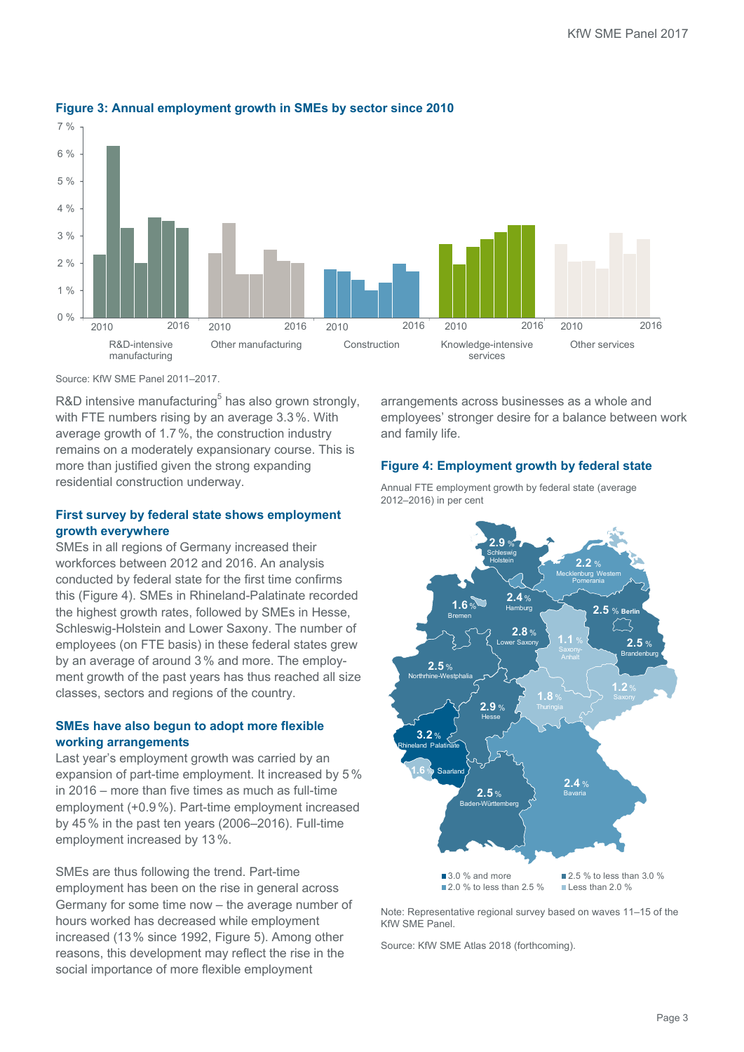**Figure 3: Annual employment growth in SMEs by sector since 2010**

Source: KfW SME Panel 2011–2017.

R&D intensive manufacturing[5] has also grown strongly, with FTE numbers rising by an average 3.3 %. With average growth of 1.7 %, the construction industry remains on a moderately expansionary course. This is more than justified given the strong expanding residential construction underway.

### First survey by federal state shows employment growth everywhere

SMEs in all regions of Germany increased their workforces between 2012 and 2016. An analysis conducted by federal state for the first time confirms this (Figure 4). SMEs in Rhineland-Palatinate recorded the highest growth rates, followed by SMEs in Hesse, Schleswig-Holstein and Lower Saxony. The number of employees (on FTE basis) in these federal states grew by an average of around 3 % and more. The employment growth of the past years has thus reached all size classes, sectors and regions of the country.

### SMEs have also begun to adopt more flexible working arrangements

Last year's employment growth was carried by an expansion of part-time employment. It increased by 5 % in 2016 – more than five times as much as full-time employment (+0.9 %). Part-time employment increased by 45 % in the past ten years (2006–2016). Full-time employment increased by 13 %.

SMEs are thus following the trend. Part-time employment has been on the rise in general across Germany for some time now – the average number of hours worked has decreased while employment increased (13 % since 1992, Figure 5). Among other reasons, this development may reflect the rise in the social importance of more flexible employment arrangements across businesses as a whole and employees' stronger desire for a balance between work and family life.

**Figure 4: Employment growth by federal state**

Annual FTE employment growth by federal state (average 2012–2016) in per cent

Note: Representative regional survey based on waves 11–15 of the KfW SME Panel.

Source: KfW SME Atlas 2018 (forthcoming).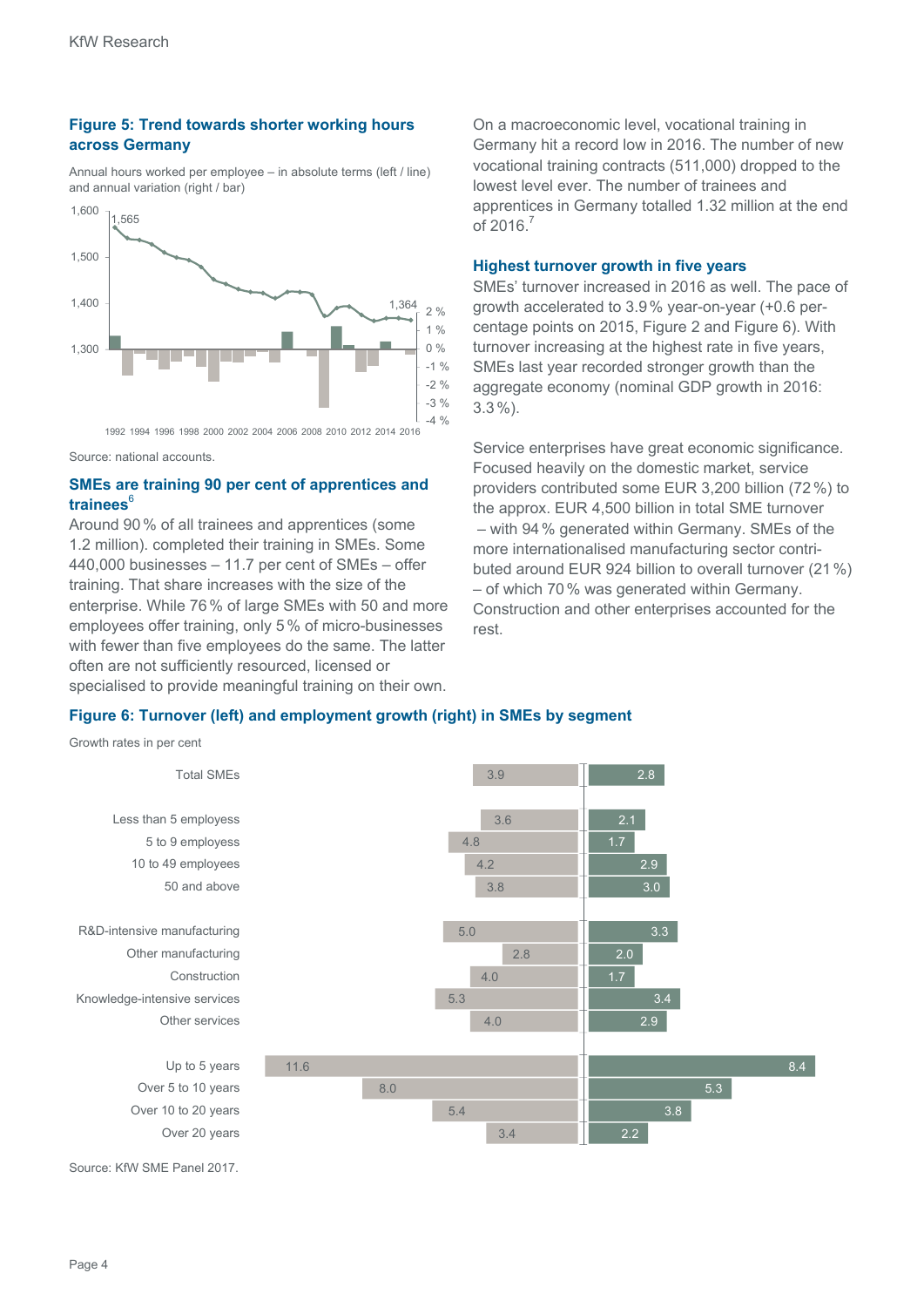### Figure 5: Trend towards shorter working hours across Germany

Annual hours worked per employee – in absolute terms (left / line) and annual variation (right / bar)

Source: national accounts.

### SMEs are training 90 per cent of apprentices and trainees[6]

Around 90 % of all trainees and apprentices (some 1.2 million). completed their training in SMEs. Some 440,000 businesses – 11.7 per cent of SMEs – offer training. That share increases with the size of the enterprise. While 76 % of large SMEs with 50 and more employees offer training, only 5 % of micro-businesses with fewer than five employees do the same. The latter often are not sufficiently resourced, licensed or specialised to provide meaningful training on their own.

On a macroeconomic level, vocational training in Germany hit a record low in 2016. The number of new vocational training contracts (511,000) dropped to the lowest level ever. The number of trainees and apprentices in Germany totalled 1.32 million at the end of 2016.[7]

### Highest turnover growth in five years

SMEs' turnover increased in 2016 as well. The pace of growth accelerated to 3.9 % year-on-year (+0.6 percentage points on 2015, Figure 2 and Figure 6). With turnover increasing at the highest rate in five years, SMEs last year recorded stronger growth than the aggregate economy (nominal GDP growth in 2016: 3.3 %).

Service enterprises have great economic significance. Focused heavily on the domestic market, service providers contributed some EUR 3,200 billion (72 %) to the approx. EUR 4,500 billion in total SME turnover – with 94 % generated within Germany. SMEs of the more internationalised manufacturing sector contributed around EUR 924 billion to overall turnover (21 %) – of which 70 % was generated within Germany. Construction and other enterprises accounted for the rest.

### Figure 6: Turnover (left) and employment growth (right) in SMEs by segment

Growth rates in per cent

| Segment | Turnover | Employment |
|---|---|---|
| Total SMEs | 3.9 | 2.8 |
| Less than 5 employess | 3.6 | 2.1 |
| 5 to 9 employess | 4.8 | 1.7 |
| 10 to 49 employees | 4.2 | 2.9 |
| 50 and above | 3.8 | 3.0 |
| R&D-intensive manufacturing | 5.0 | 3.3 |
| Other manufacturing | 2.8 | 2.0 |
| Construction | 4.0 | 1.7 |
| Knowledge-intensive services | 5.3 | 3.4 |
| Other services | 4.0 | 2.9 |
| Up to 5 years | 11.6 | 8.4 |
| Over 5 to 10 years | 8.0 | 5.3 |
| Over 10 to 20 years | 5.4 | 3.8 |
| Over 20 years | 3.4 | 2.2 |

Source: KfW SME Panel 2017.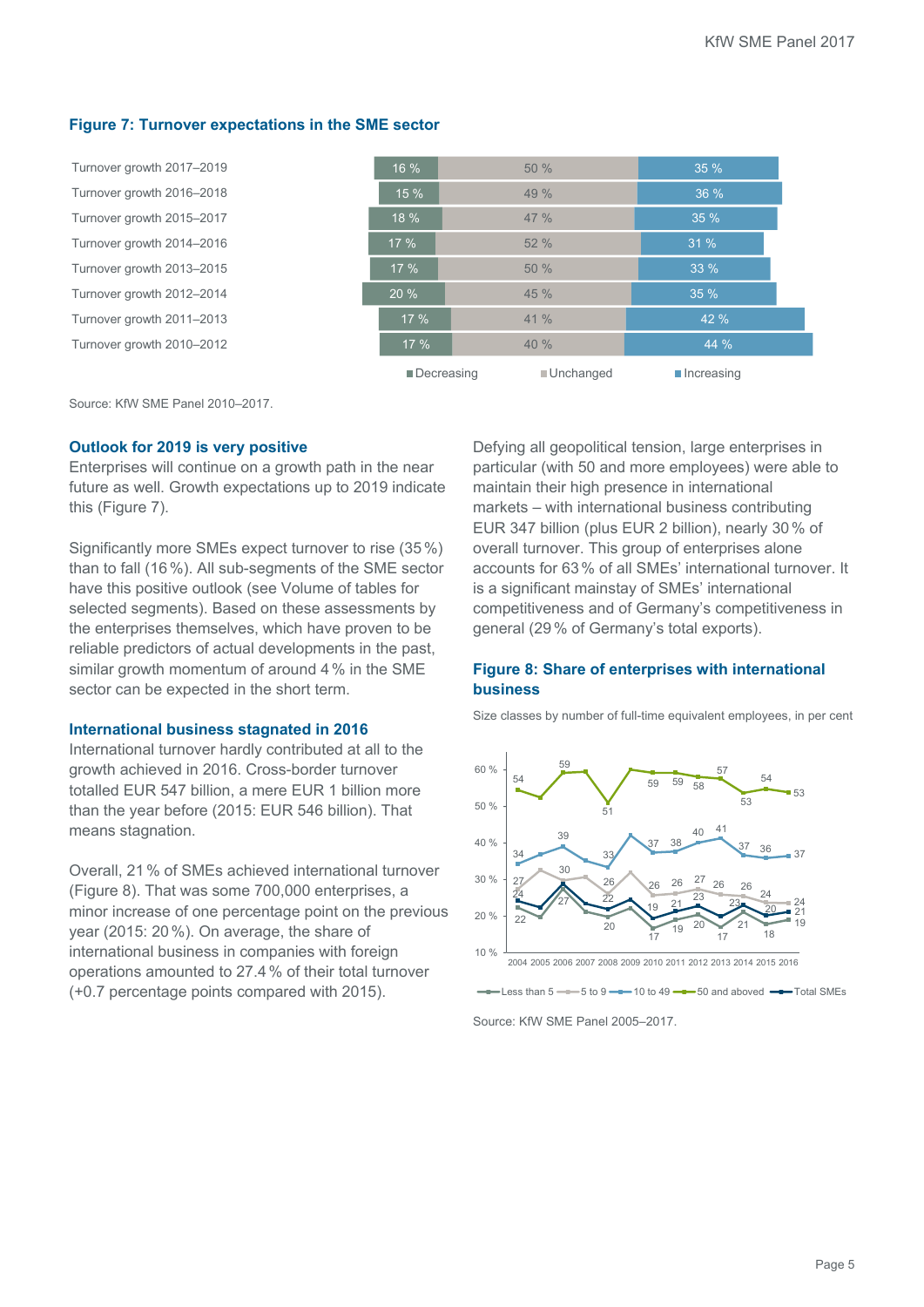**Figure 7: Turnover expectations in the SME sector**

| | Decreasing | Unchanged | Increasing |
|---|---|---|---|
| Turnover growth 2017–2019 | 16 % | 50 % | 35 % |
| Turnover growth 2016–2018 | 15 % | 49 % | 36 % |
| Turnover growth 2015–2017 | 18 % | 47 % | 35 % |
| Turnover growth 2014–2016 | 17 % | 52 % | 31 % |
| Turnover growth 2013–2015 | 17 % | 50 % | 33 % |
| Turnover growth 2012–2014 | 20 % | 45 % | 35 % |
| Turnover growth 2011–2013 | 17 % | 41 % | 42 % |
| Turnover growth 2010–2012 | 17 % | 40 % | 44 % |

Source: KfW SME Panel 2010–2017.

## Outlook for 2019 is very positive

Enterprises will continue on a growth path in the near future as well. Growth expectations up to 2019 indicate this (Figure 7).

Significantly more SMEs expect turnover to rise (35 %) than to fall (16 %). All sub-segments of the SME sector have this positive outlook (see Volume of tables for selected segments). Based on these assessments by the enterprises themselves, which have proven to be reliable predictors of actual developments in the past, similar growth momentum of around 4 % in the SME sector can be expected in the short term.

## International business stagnated in 2016

International turnover hardly contributed at all to the growth achieved in 2016. Cross-border turnover totalled EUR 547 billion, a mere EUR 1 billion more than the year before (2015: EUR 546 billion). That means stagnation.

Overall, 21 % of SMEs achieved international turnover (Figure 8). That was some 700,000 enterprises, a minor increase of one percentage point on the previous year (2015: 20 %). On average, the share of international business in companies with foreign operations amounted to 27.4 % of their total turnover (+0.7 percentage points compared with 2015).

Defying all geopolitical tension, large enterprises in particular (with 50 and more employees) were able to maintain their high presence in international markets – with international business contributing EUR 347 billion (plus EUR 2 billion), nearly 30 % of overall turnover. This group of enterprises alone accounts for 63 % of all SMEs' international turnover. It is a significant mainstay of SMEs' international competitiveness and of Germany's competitiveness in general (29 % of Germany's total exports).

**Figure 8: Share of enterprises with international business**

Size classes by number of full-time equivalent employees, in per cent

| | 2004 | 2005 | 2006 | 2007 | 2008 | 2009 | 2010 | 2011 | 2012 | 2013 | 2014 | 2015 | 2016 |
|---|---|---|---|---|---|---|---|---|---|---|---|---|---|
| Less than 5 | 22 | | 27 | | 20 | | 17 | 19 | 20 | 17 | 21 | 18 | 19 |
| 5 to 9 | 27 | | 30 | | 26 | | 26 | 26 | 27 | 26 | 26 | 24 | 24 |
| 10 to 49 | 34 | | 39 | | 33 | | 37 | 38 | 40 | 41 | 37 | 36 | 37 |
| 50 and above | 54 | | 59 | | 51 | | 59 | 59 | 58 | 57 | 53 | 54 | 53 |
| Total SMEs | 24 | | | | 22 | | 19 | 21 | 23 | | 23 | 20 | 21 |

Source: KfW SME Panel 2005–2017.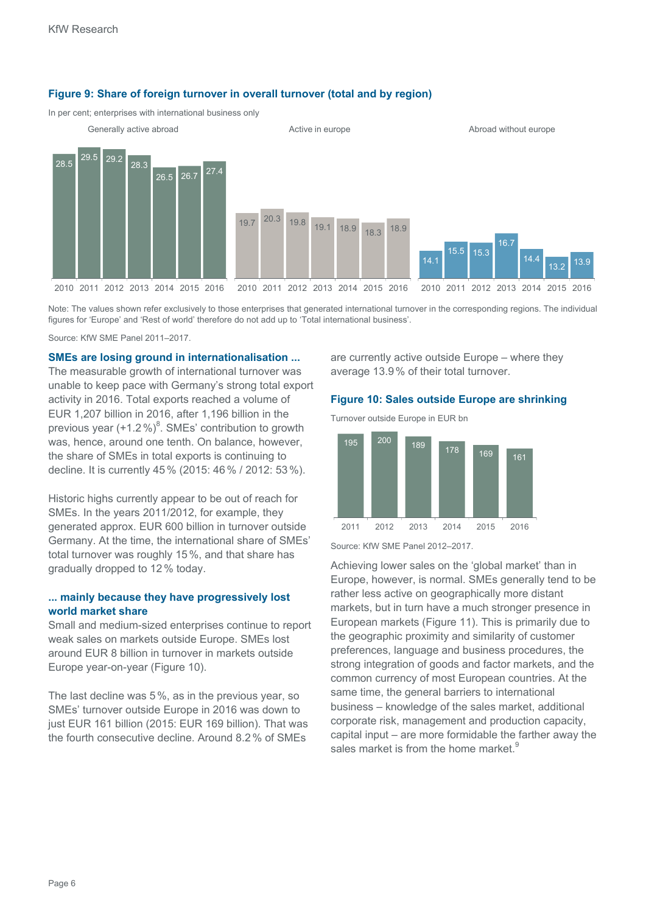**Figure 9: Share of foreign turnover in overall turnover (total and by region)**

In per cent; enterprises with international business only

| | 2010 | 2011 | 2012 | 2013 | 2014 | 2015 | 2016 |
|---|---|---|---|---|---|---|---|
| Generally active abroad | 28.5 | 29.5 | 29.2 | 28.3 | 26.5 | 26.7 | 27.4 |
| Active in europe | 19.7 | 20.3 | 19.8 | 19.1 | 18.9 | 18.3 | 18.9 |
| Abroad without europe | 14.1 | 15.5 | 15.3 | 16.7 | 14.4 | 13.2 | 13.9 |

Note: The values shown refer exclusively to those enterprises that generated international turnover in the corresponding regions. The individual figures for 'Europe' and 'Rest of world' therefore do not add up to 'Total international business'.

Source: KfW SME Panel 2011–2017.

**SMEs are losing ground in internationalisation ...**

The measurable growth of international turnover was unable to keep pace with Germany's strong total export activity in 2016. Total exports reached a volume of EUR 1,207 billion in 2016, after 1,196 billion in the previous year (+1.2 %)[8]. SMEs' contribution to growth was, hence, around one tenth. On balance, however, the share of SMEs in total exports is continuing to decline. It is currently 45 % (2015: 46 % / 2012: 53 %).

Historic highs currently appear to be out of reach for SMEs. In the years 2011/2012, for example, they generated approx. EUR 600 billion in turnover outside Germany. At the time, the international share of SMEs' total turnover was roughly 15 %, and that share has gradually dropped to 12 % today.

**... mainly because they have progressively lost world market share**

Small and medium-sized enterprises continue to report weak sales on markets outside Europe. SMEs lost around EUR 8 billion in turnover in markets outside Europe year-on-year (Figure 10).

The last decline was 5 %, as in the previous year, so SMEs' turnover outside Europe in 2016 was down to just EUR 161 billion (2015: EUR 169 billion). That was the fourth consecutive decline. Around 8.2 % of SMEs are currently active outside Europe – where they average 13.9 % of their total turnover.

**Figure 10: Sales outside Europe are shrinking**

Turnover outside Europe in EUR bn

| 2011 | 2012 | 2013 | 2014 | 2015 | 2016 |
|---|---|---|---|---|---|
| 195 | 200 | 189 | 178 | 169 | 161 |

Source: KfW SME Panel 2012–2017.

Achieving lower sales on the 'global market' than in Europe, however, is normal. SMEs generally tend to be rather less active on geographically more distant markets, but in turn have a much stronger presence in European markets (Figure 11). This is primarily due to the geographic proximity and similarity of customer preferences, language and business procedures, the strong integration of goods and factor markets, and the common currency of most European countries. At the same time, the general barriers to international business – knowledge of the sales market, additional corporate risk, management and production capacity, capital input – are more formidable the farther away the sales market is from the home market.[9]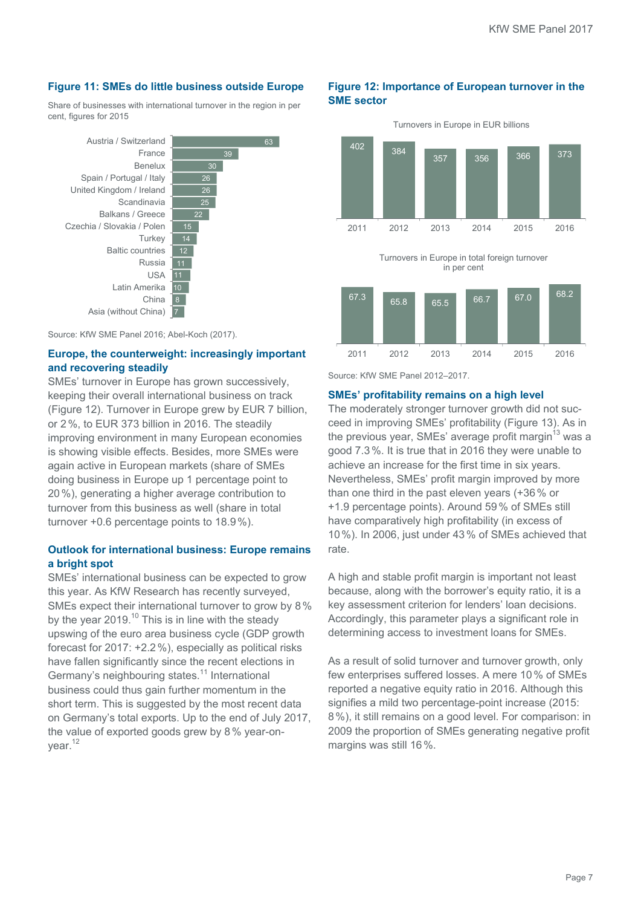### Figure 11: SMEs do little business outside Europe

Share of businesses with international turnover in the region in per cent, figures for 2015

| Region | Per cent |
|---|---|
| Austria / Switzerland | 63 |
| France | 39 |
| Benelux | 30 |
| Spain / Portugal / Italy | 26 |
| United Kingdom / Ireland | 26 |
| Scandinavia | 25 |
| Balkans / Greece | 22 |
| Czechia / Slovakia / Polen | 15 |
| Turkey | 14 |
| Baltic countries | 12 |
| Russia | 11 |
| USA | 11 |
| Latin Amerika | 10 |
| China | 8 |
| Asia (without China) | 7 |

Source: KfW SME Panel 2016; Abel-Koch (2017).

### Europe, the counterweight: increasingly important and recovering steadily

SMEs' turnover in Europe has grown successively, keeping their overall international business on track (Figure 12). Turnover in Europe grew by EUR 7 billion, or 2 %, to EUR 373 billion in 2016. The steadily improving environment in many European economies is showing visible effects. Besides, more SMEs were again active in European markets (share of SMEs doing business in Europe up 1 percentage point to 20 %), generating a higher average contribution to turnover from this business as well (share in total turnover +0.6 percentage points to 18.9 %).

### Outlook for international business: Europe remains a bright spot

SMEs' international business can be expected to grow this year. As KfW Research has recently surveyed, SMEs expect their international turnover to grow by 8 % by the year 2019.[10] This is in line with the steady upswing of the euro area business cycle (GDP growth forecast for 2017: +2.2 %), especially as political risks have fallen significantly since the recent elections in Germany's neighbouring states.[11] International business could thus gain further momentum in the short term. This is suggested by the most recent data on Germany's total exports. Up to the end of July 2017, the value of exported goods grew by 8 % year-on-year.[12]

### Figure 12: Importance of European turnover in the SME sector

Turnovers in Europe in EUR billions

| 2011 | 2012 | 2013 | 2014 | 2015 | 2016 |
|---|---|---|---|---|---|
| 402 | 384 | 357 | 356 | 366 | 373 |

Turnovers in Europe in total foreign turnover in per cent

| 2011 | 2012 | 2013 | 2014 | 2015 | 2016 |
|---|---|---|---|---|---|
| 67.3 | 65.8 | 65.5 | 66.7 | 67.0 | 68.2 |

Source: KfW SME Panel 2012–2017.

### SMEs' profitability remains on a high level

The moderately stronger turnover growth did not succeed in improving SMEs' profitability (Figure 13). As in the previous year, SMEs' average profit margin[13] was a good 7.3 %. It is true that in 2016 they were unable to achieve an increase for the first time in six years. Nevertheless, SMEs' profit margin improved by more than one third in the past eleven years (+36 % or +1.9 percentage points). Around 59 % of SMEs still have comparatively high profitability (in excess of 10 %). In 2006, just under 43 % of SMEs achieved that rate.

A high and stable profit margin is important not least because, along with the borrower's equity ratio, it is a key assessment criterion for lenders' loan decisions. Accordingly, this parameter plays a significant role in determining access to investment loans for SMEs.

As a result of solid turnover and turnover growth, only few enterprises suffered losses. A mere 10 % of SMEs reported a negative equity ratio in 2016. Although this signifies a mild two percentage-point increase (2015: 8 %), it still remains on a good level. For comparison: in 2009 the proportion of SMEs generating negative profit margins was still 16 %.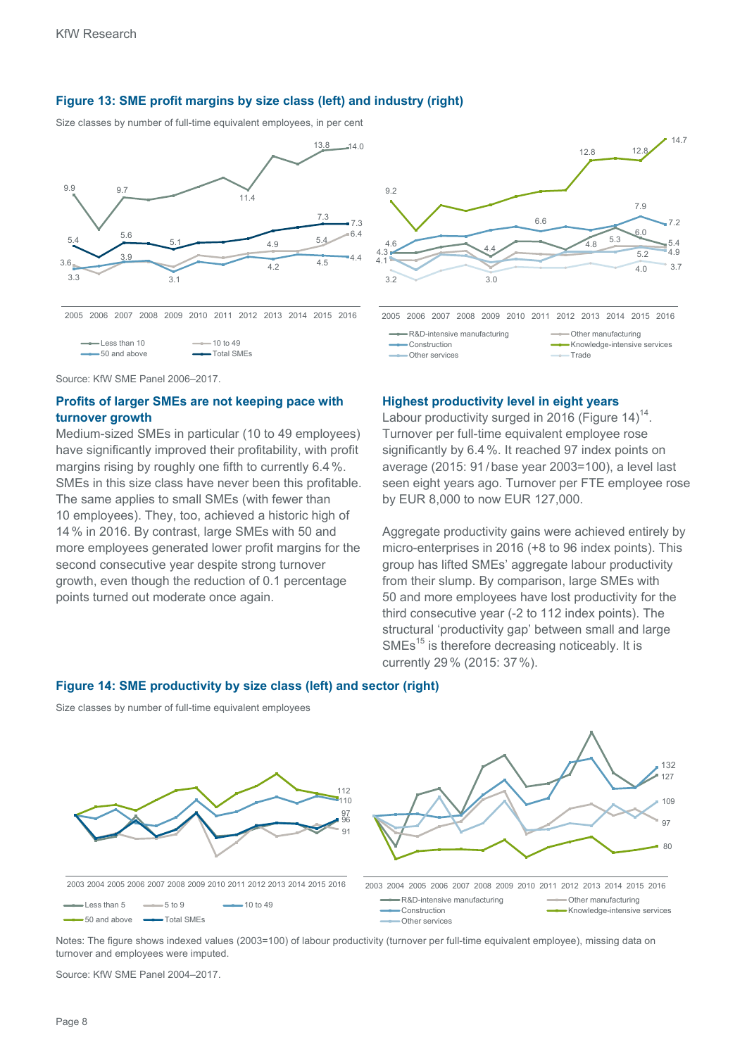**Figure 13: SME profit margins by size class (left) and industry (right)**

Size classes by number of full-time equivalent employees, in per cent

Source: KfW SME Panel 2006–2017.

### Profits of larger SMEs are not keeping pace with turnover growth

Medium-sized SMEs in particular (10 to 49 employees) have significantly improved their profitability, with profit margins rising by roughly one fifth to currently 6.4 %. SMEs in this size class have never been this profitable. The same applies to small SMEs (with fewer than 10 employees). They, too, achieved a historic high of 14 % in 2016. By contrast, large SMEs with 50 and more employees generated lower profit margins for the second consecutive year despite strong turnover growth, even though the reduction of 0.1 percentage points turned out moderate once again.

### Highest productivity level in eight years

Labour productivity surged in 2016 (Figure 14)[14]. Turnover per full-time equivalent employee rose significantly by 6.4 %. It reached 97 index points on average (2015: 91 / base year 2003=100), a level last seen eight years ago. Turnover per FTE employee rose by EUR 8,000 to now EUR 127,000.

Aggregate productivity gains were achieved entirely by micro-enterprises in 2016 (+8 to 96 index points). This group has lifted SMEs' aggregate labour productivity from their slump. By comparison, large SMEs with 50 and more employees have lost productivity for the third consecutive year (-2 to 112 index points). The structural 'productivity gap' between small and large SMEs[15] is therefore decreasing noticeably. It is currently 29 % (2015: 37 %).

**Figure 14: SME productivity by size class (left) and sector (right)**

Size classes by number of full-time equivalent employees

Notes: The figure shows indexed values (2003=100) of labour productivity (turnover per full-time equivalent employee), missing data on turnover and employees were imputed.

Source: KfW SME Panel 2004–2017.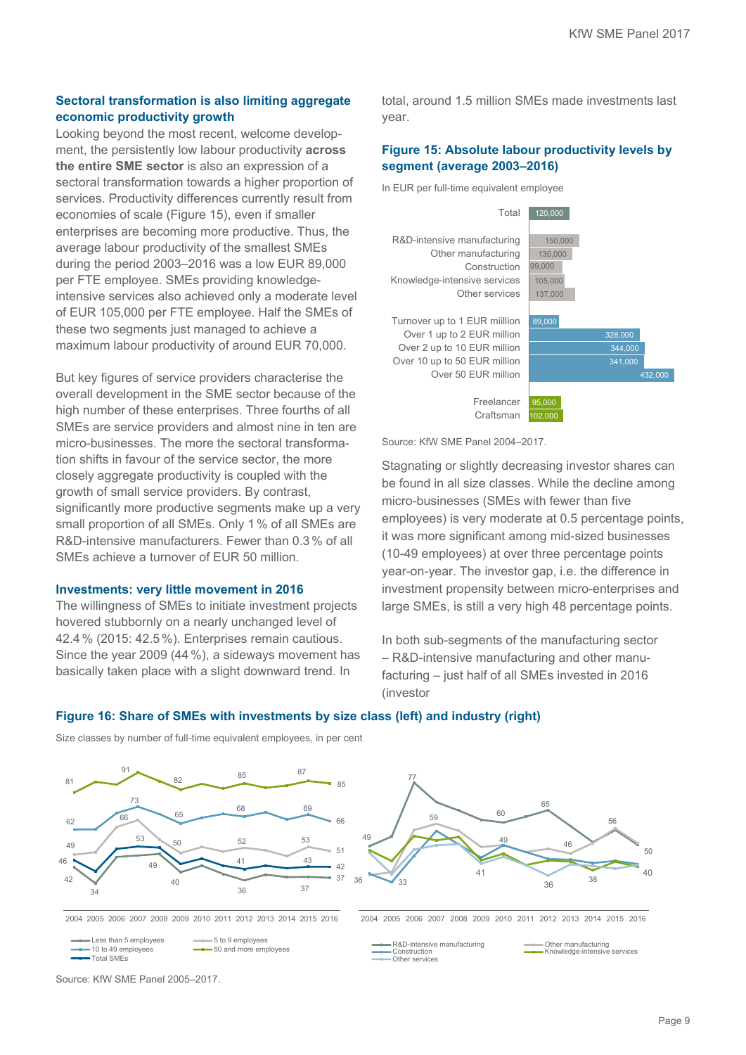## Sectoral transformation is also limiting aggregate economic productivity growth

Looking beyond the most recent, welcome development, the persistently low labour productivity **across the entire SME sector** is also an expression of a sectoral transformation towards a higher proportion of services. Productivity differences currently result from economies of scale (Figure 15), even if smaller enterprises are becoming more productive. Thus, the average labour productivity of the smallest SMEs during the period 2003–2016 was a low EUR 89,000 per FTE employee. SMEs providing knowledge-intensive services also achieved only a moderate level of EUR 105,000 per FTE employee. Half the SMEs of these two segments just managed to achieve a maximum labour productivity of around EUR 70,000.

But key figures of service providers characterise the overall development in the SME sector because of the high number of these enterprises. Three fourths of all SMEs are service providers and almost nine in ten are micro-businesses. The more the sectoral transformation shifts in favour of the service sector, the more closely aggregate productivity is coupled with the growth of small service providers. By contrast, significantly more productive segments make up a very small proportion of all SMEs. Only 1 % of all SMEs are R&D-intensive manufacturers. Fewer than 0.3 % of all SMEs achieve a turnover of EUR 50 million.

## Investments: very little movement in 2016

The willingness of SMEs to initiate investment projects hovered stubbornly on a nearly unchanged level of 42.4 % (2015: 42.5 %). Enterprises remain cautious. Since the year 2009 (44 %), a sideways movement has basically taken place with a slight downward trend. In total, around 1.5 million SMEs made investments last year.

### Figure 15: Absolute labour productivity levels by segment (average 2003–2016)

In EUR per full-time equivalent employee

| Segment | EUR |
|---|---|
| Total | 120,000 |
| R&D-intensive manufacturing | 150,000 |
| Other manufacturing | 130,000 |
| Construction | 99,000 |
| Knowledge-intensive services | 105,000 |
| Other services | 137,000 |
| Turnover up to 1 EUR miillion | 89,000 |
| Over 1 up to 2 EUR million | 328,000 |
| Over 2 up to 10 EUR million | 344,000 |
| Over 10 up to 50 EUR million | 341,000 |
| Over 50 EUR million | 432,000 |
| Freelancer | 95,000 |
| Craftsman | 102,000 |

Source: KfW SME Panel 2004–2017.

Stagnating or slightly decreasing investor shares can be found in all size classes. While the decline among micro-businesses (SMEs with fewer than five employees) is very moderate at 0.5 percentage points, it was more significant among mid-sized businesses (10-49 employees) at over three percentage points year-on-year. The investor gap, i.e. the difference in investment propensity between micro-enterprises and large SMEs, is still a very high 48 percentage points.

In both sub-segments of the manufacturing sector – R&D-intensive manufacturing and other manufacturing – just half of all SMEs invested in 2016 (investor

### Figure 16: Share of SMEs with investments by size class (left) and industry (right)

Size classes by number of full-time equivalent employees, in per cent

Source: KfW SME Panel 2005–2017.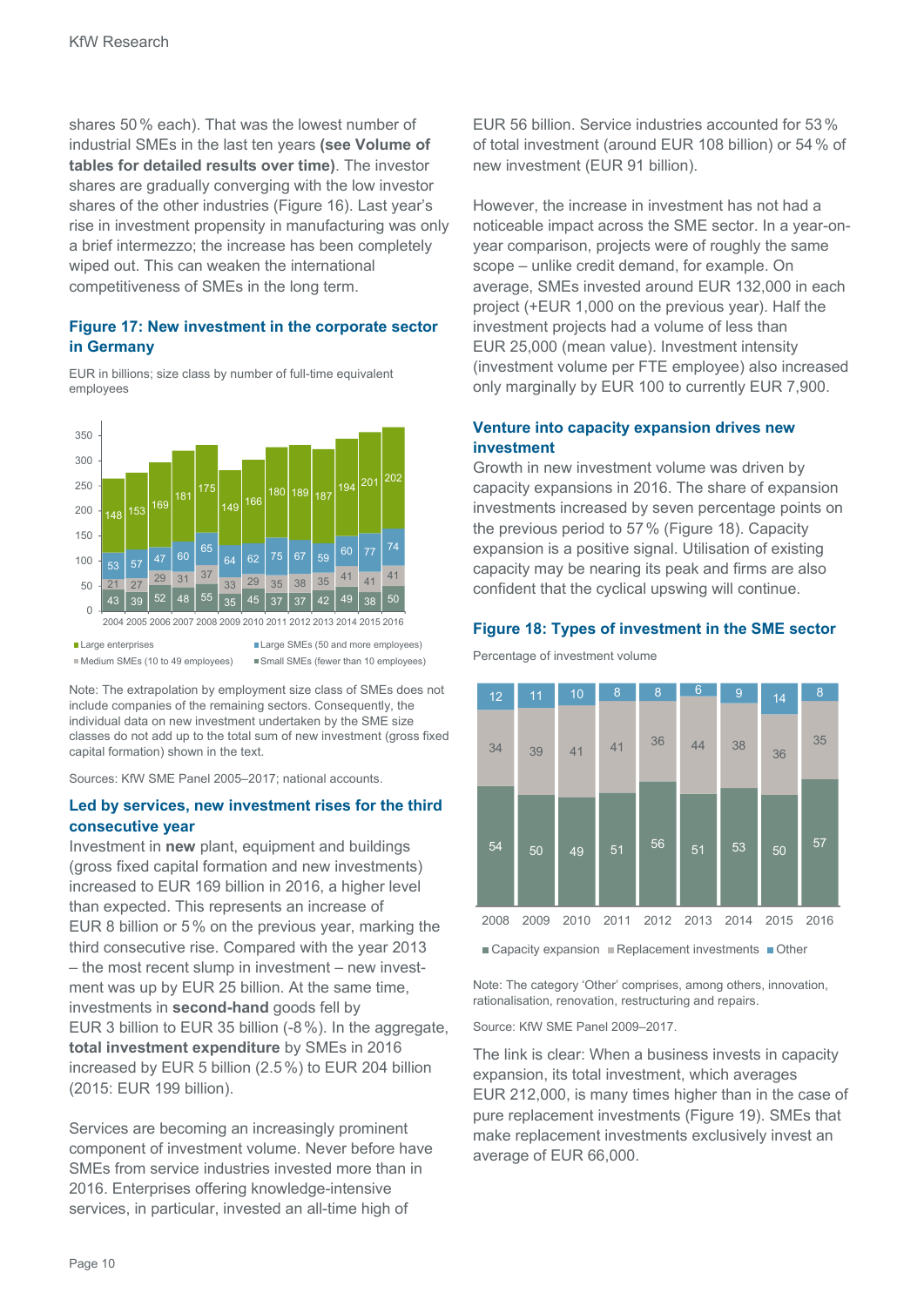shares 50 % each). That was the lowest number of industrial SMEs in the last ten years **(see Volume of tables for detailed results over time)**. The investor shares are gradually converging with the low investor shares of the other industries (Figure 16). Last year's rise in investment propensity in manufacturing was only a brief intermezzo; the increase has been completely wiped out. This can weaken the international competitiveness of SMEs in the long term.

### Figure 17: New investment in the corporate sector in Germany

EUR in billions; size class by number of full-time equivalent employees

| | 2004 | 2005 | 2006 | 2007 | 2008 | 2009 | 2010 | 2011 | 2012 | 2013 | 2014 | 2015 | 2016 |
|---|---|---|---|---|---|---|---|---|---|---|---|---|---|
| Large enterprises | 148 | 153 | 169 | 181 | 175 | 149 | 166 | 180 | 189 | 187 | 194 | 201 | 202 |
| Large SMEs (50 and more employees) | 53 | 57 | 47 | 60 | 65 | 64 | 62 | 75 | 67 | 59 | 60 | 77 | 74 |
| Medium SMEs (10 to 49 employees) | 21 | 27 | 29 | 31 | 37 | 33 | 29 | 35 | 38 | 35 | 41 | 41 | 41 |
| Small SMEs (fewer than 10 employees) | 43 | 39 | 52 | 48 | 55 | 35 | 45 | 37 | 37 | 42 | 49 | 38 | 50 |

Note: The extrapolation by employment size class of SMEs does not include companies of the remaining sectors. Consequently, the individual data on new investment undertaken by the SME size classes do not add up to the total sum of new investment (gross fixed capital formation) shown in the text.

Sources: KfW SME Panel 2005–2017; national accounts.

### Led by services, new investment rises for the third consecutive year

Investment in **new** plant, equipment and buildings (gross fixed capital formation and new investments) increased to EUR 169 billion in 2016, a higher level than expected. This represents an increase of EUR 8 billion or 5 % on the previous year, marking the third consecutive rise. Compared with the year 2013 – the most recent slump in investment – new investment was up by EUR 25 billion. At the same time, investments in **second-hand** goods fell by EUR 3 billion to EUR 35 billion (-8 %). In the aggregate, **total investment expenditure** by SMEs in 2016 increased by EUR 5 billion (2.5 %) to EUR 204 billion (2015: EUR 199 billion).

Services are becoming an increasingly prominent component of investment volume. Never before have SMEs from service industries invested more than in 2016. Enterprises offering knowledge-intensive services, in particular, invested an all-time high of EUR 56 billion. Service industries accounted for 53 % of total investment (around EUR 108 billion) or 54 % of new investment (EUR 91 billion).

However, the increase in investment has not had a noticeable impact across the SME sector. In a year-on-year comparison, projects were of roughly the same scope – unlike credit demand, for example. On average, SMEs invested around EUR 132,000 in each project (+EUR 1,000 on the previous year). Half the investment projects had a volume of less than EUR 25,000 (mean value). Investment intensity (investment volume per FTE employee) also increased only marginally by EUR 100 to currently EUR 7,900.

### Venture into capacity expansion drives new investment

Growth in new investment volume was driven by capacity expansions in 2016. The share of expansion investments increased by seven percentage points on the previous period to 57 % (Figure 18). Capacity expansion is a positive signal. Utilisation of existing capacity may be nearing its peak and firms are also confident that the cyclical upswing will continue.

### Figure 18: Types of investment in the SME sector

Percentage of investment volume

| | 2008 | 2009 | 2010 | 2011 | 2012 | 2013 | 2014 | 2015 | 2016 |
|---|---|---|---|---|---|---|---|---|---|
| Capacity expansion | 54 | 50 | 49 | 51 | 56 | 51 | 53 | 50 | 57 |
| Replacement investments | 34 | 39 | 41 | 41 | 36 | 44 | 38 | 36 | 35 |
| Other | 12 | 11 | 10 | 8 | 8 | 6 | 9 | 14 | 8 |

Note: The category 'Other' comprises, among others, innovation, rationalisation, renovation, restructuring and repairs.

Source: KfW SME Panel 2009–2017.

The link is clear: When a business invests in capacity expansion, its total investment, which averages EUR 212,000, is many times higher than in the case of pure replacement investments (Figure 19). SMEs that make replacement investments exclusively invest an average of EUR 66,000.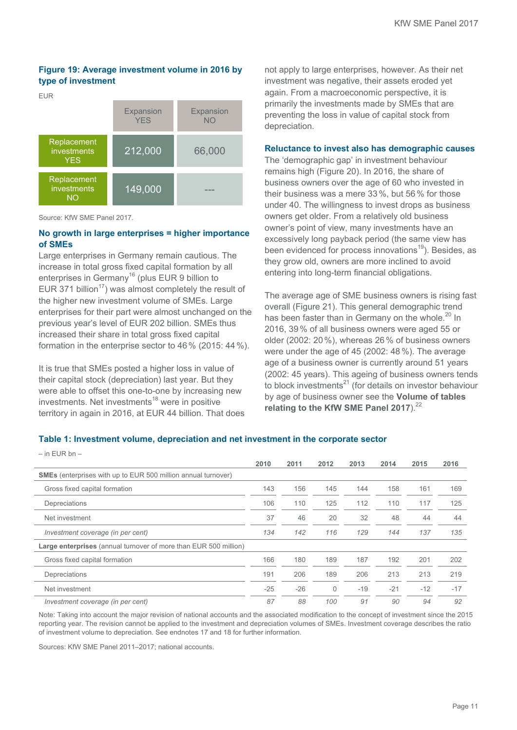### Figure 19: Average investment volume in 2016 by type of investment

EUR

| | Expansion YES | Expansion NO |
|---|---|---|
| Replacement investments YES | 212,000 | 66,000 |
| Replacement investments NO | 149,000 | --- |

Source: KfW SME Panel 2017.

### No growth in large enterprises = higher importance of SMEs

Large enterprises in Germany remain cautious. The increase in total gross fixed capital formation by all enterprises in Germany[16] (plus EUR 9 billion to EUR 371 billion[17]) was almost completely the result of the higher new investment volume of SMEs. Large enterprises for their part were almost unchanged on the previous year's level of EUR 202 billion. SMEs thus increased their share in total gross fixed capital formation in the enterprise sector to 46 % (2015: 44 %).

It is true that SMEs posted a higher loss in value of their capital stock (depreciation) last year. But they were able to offset this one-to-one by increasing new investments. Net investments[18] were in positive territory in again in 2016, at EUR 44 billion. That does not apply to large enterprises, however. As their net investment was negative, their assets eroded yet again. From a macroeconomic perspective, it is primarily the investments made by SMEs that are preventing the loss in value of capital stock from depreciation.

### Reluctance to invest also has demographic causes

The 'demographic gap' in investment behaviour remains high (Figure 20). In 2016, the share of business owners over the age of 60 who invested in their business was a mere 33 %, but 56 % for those under 40. The willingness to invest drops as business owners get older. From a relatively old business owner's point of view, many investments have an excessively long payback period (the same view has been evidenced for process innovations[19]). Besides, as they grow old, owners are more inclined to avoid entering into long-term financial obligations.

The average age of SME business owners is rising fast overall (Figure 21). This general demographic trend has been faster than in Germany on the whole.[20] In 2016, 39 % of all business owners were aged 55 or older (2002: 20 %), whereas 26 % of business owners were under the age of 45 (2002: 48 %). The average age of a business owner is currently around 51 years (2002: 45 years). This ageing of business owners tends to block investments[21] (for details on investor behaviour by age of business owner see the **Volume of tables relating to the KfW SME Panel 2017**).[22]

### Table 1: Investment volume, depreciation and net investment in the corporate sector

– in EUR bn –

| | 2010 | 2011 | 2012 | 2013 | 2014 | 2015 | 2016 |
|---|---|---|---|---|---|---|---|
| **SMEs** (enterprises with up to EUR 500 million annual turnover) | | | | | | | |
| Gross fixed capital formation | 143 | 156 | 145 | 144 | 158 | 161 | 169 |
| Depreciations | 106 | 110 | 125 | 112 | 110 | 117 | 125 |
| Net investment | 37 | 46 | 20 | 32 | 48 | 44 | 44 |
| *Investment coverage (in per cent)* | *134* | *142* | *116* | *129* | *144* | *137* | *135* |
| **Large enterprises** (annual turnover of more than EUR 500 million) | | | | | | | |
| Gross fixed capital formation | 166 | 180 | 189 | 187 | 192 | 201 | 202 |
| Depreciations | 191 | 206 | 189 | 206 | 213 | 213 | 219 |
| Net investment | -25 | -26 | 0 | -19 | -21 | -12 | -17 |
| *Investment coverage (in per cent)* | *87* | *88* | *100* | *91* | *90* | *94* | *92* |

Note: Taking into account the major revision of national accounts and the associated modification to the concept of investment since the 2015 reporting year. The revision cannot be applied to the investment and depreciation volumes of SMEs. Investment coverage describes the ratio of investment volume to depreciation. See endnotes 17 and 18 for further information.

Sources: KfW SME Panel 2011–2017; national accounts.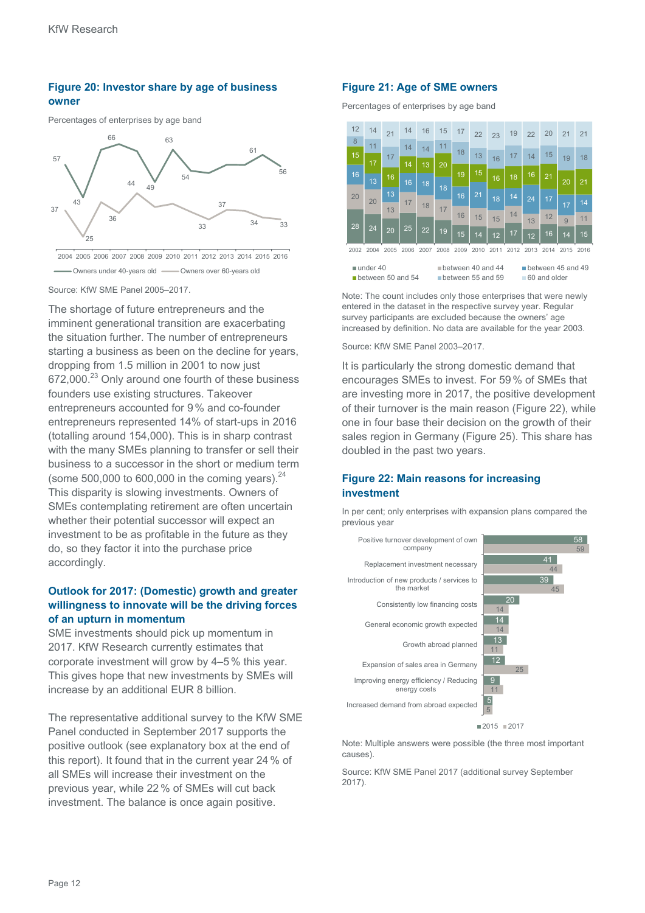**Figure 20: Investor share by age of business owner**

Percentages of enterprises by age band

| | 2004 | 2005 | 2006 | 2007 | 2008 | 2009 | 2010 | 2011 | 2012 | 2013 | 2014 | 2015 | 2016 |
|---|---|---|---|---|---|---|---|---|---|---|---|---|---|
| Owners under 40-years old | 57 | 43 | 66 | | 44 | 49 | 63 | 54 | | | 61 | | 56 |
| Owners over 60-years old | 37 | 25 | 36 | | | | | 33 | 37 | | 34 | | 33 |

Source: KfW SME Panel 2005–2017.

The shortage of future entrepreneurs and the imminent generational transition are exacerbating the situation further. The number of entrepreneurs starting a business as been on the decline for years, dropping from 1.5 million in 2001 to now just 672,000.[23] Only around one fourth of these business founders use existing structures. Takeover entrepreneurs accounted for 9 % and co-founder entrepreneurs represented 14% of start-ups in 2016 (totalling around 154,000). This is in sharp contrast with the many SMEs planning to transfer or sell their business to a successor in the short or medium term (some 500,000 to 600,000 in the coming years).[24] This disparity is slowing investments. Owners of SMEs contemplating retirement are often uncertain whether their potential successor will expect an investment to be as profitable in the future as they do, so they factor it into the purchase price accordingly.

## Outlook for 2017: (Domestic) growth and greater willingness to innovate will be the driving forces of an upturn in momentum

SME investments should pick up momentum in 2017. KfW Research currently estimates that corporate investment will grow by 4–5 % this year. This gives hope that new investments by SMEs will increase by an additional EUR 8 billion.

The representative additional survey to the KfW SME Panel conducted in September 2017 supports the positive outlook (see explanatory box at the end of this report). It found that in the current year 24 % of all SMEs will increase their investment on the previous year, while 22 % of SMEs will cut back investment. The balance is once again positive.

**Figure 21: Age of SME owners**

Percentages of enterprises by age band

| | 2002 | 2004 | 2005 | 2006 | 2007 | 2008 | 2009 | 2010 | 2011 | 2012 | 2013 | 2014 | 2015 | 2016 |
|---|---|---|---|---|---|---|---|---|---|---|---|---|---|---|
| 60 and older | 12 | 14 | 21 | 14 | 16 | 15 | 17 | 22 | 23 | 19 | 22 | 20 | 21 | 21 |
| between 55 and 59 | 8 | 11 | 17 | 14 | 14 | 11 | 18 | 13 | 16 | 17 | 14 | 15 | 19 | 18 |
| between 50 and 54 | 15 | 17 | 16 | 14 | 13 | 20 | 19 | 15 | 16 | 18 | 16 | 21 | 20 | 21 |
| between 45 and 49 | 16 | 13 | 13 | 16 | 18 | 18 | 16 | 21 | 18 | 14 | 24 | 17 | 17 | 14 |
| between 40 and 44 | 20 | 20 | 13 | 17 | 18 | 17 | 16 | 15 | 15 | 14 | 13 | 12 | 9 | 11 |
| under 40 | 28 | 24 | 20 | 25 | 22 | 19 | 15 | 14 | 12 | 17 | 12 | 16 | 14 | 15 |

Note: The count includes only those enterprises that were newly entered in the dataset in the respective survey year. Regular survey participants are excluded because the owners' age increased by definition. No data are available for the year 2003.

Source: KfW SME Panel 2003–2017.

It is particularly the strong domestic demand that encourages SMEs to invest. For 59 % of SMEs that are investing more in 2017, the positive development of their turnover is the main reason (Figure 22), while one in four base their decision on the growth of their sales region in Germany (Figure 25). This share has doubled in the past two years.

**Figure 22: Main reasons for increasing investment**

In per cent; only enterprises with expansion plans compared the previous year

| | 2015 | 2017 |
|---|---|---|
| Positive turnover development of own company | 58 | 59 |
| Replacement investment necessary | 41 | 44 |
| Introduction of new products / services to the market | 39 | 45 |
| Consistently low financing costs | 20 | 14 |
| General economic growth expected | 14 | 14 |
| Growth abroad planned | 13 | 11 |
| Expansion of sales area in Germany | 12 | 25 |
| Improving energy efficiency / Reducing energy costs | 9 | 11 |
| Increased demand from abroad expected | 5 | 5 |

Note: Multiple answers were possible (the three most important causes).

Source: KfW SME Panel 2017 (additional survey September 2017).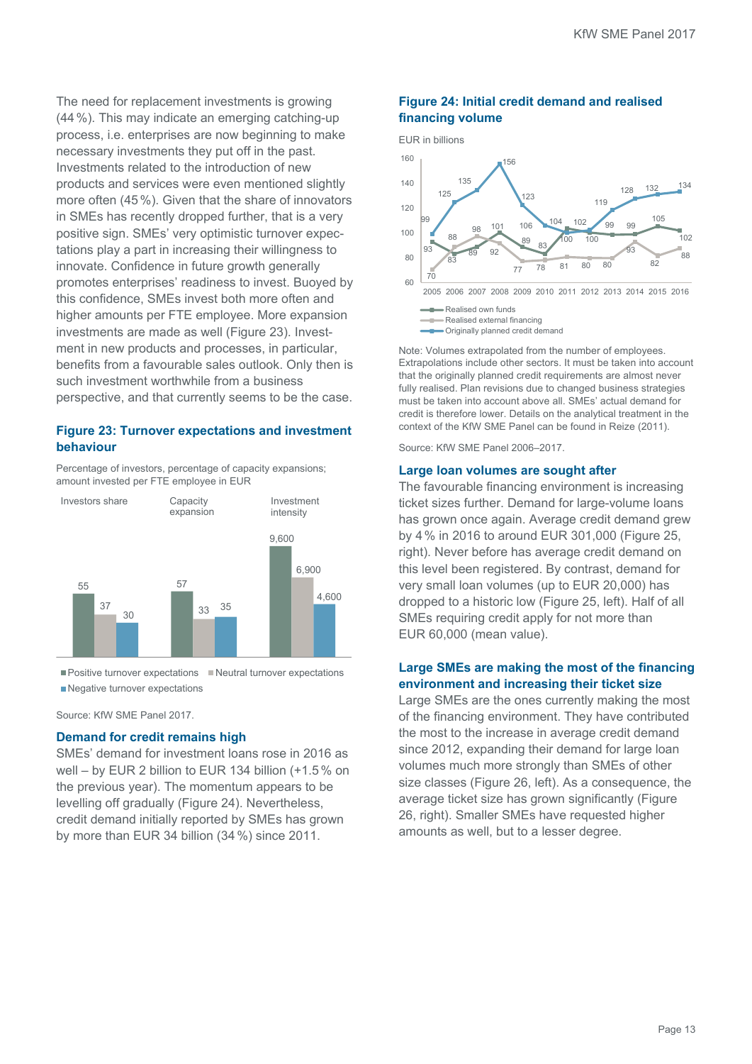The need for replacement investments is growing (44 %). This may indicate an emerging catching-up process, i.e. enterprises are now beginning to make necessary investments they put off in the past. Investments related to the introduction of new products and services were even mentioned slightly more often (45 %). Given that the share of innovators in SMEs has recently dropped further, that is a very positive sign. SMEs' very optimistic turnover expectations play a part in increasing their willingness to innovate. Confidence in future growth generally promotes enterprises' readiness to invest. Buoyed by this confidence, SMEs invest both more often and higher amounts per FTE employee. More expansion investments are made as well (Figure 23). Investment in new products and processes, in particular, benefits from a favourable sales outlook. Only then is such investment worthwhile from a business perspective, and that currently seems to be the case.

### Figure 23: Turnover expectations and investment behaviour

Percentage of investors, percentage of capacity expansions; amount invested per FTE employee in EUR

| | Investors share | Capacity expansion | Investment intensity |
|---|---|---|---|
| Positive turnover expectations | 55 | 57 | 9,600 |
| Neutral turnover expectations | 37 | 33 | 6,900 |
| Negative turnover expectations | 30 | 35 | 4,600 |

Source: KfW SME Panel 2017.

## Demand for credit remains high

SMEs' demand for investment loans rose in 2016 as well – by EUR 2 billion to EUR 134 billion (+1.5 % on the previous year). The momentum appears to be levelling off gradually (Figure 24). Nevertheless, credit demand initially reported by SMEs has grown by more than EUR 34 billion (34 %) since 2011.

### Figure 24: Initial credit demand and realised financing volume

EUR in billions

| | 2005 | 2006 | 2007 | 2008 | 2009 | 2010 | 2011 | 2012 | 2013 | 2014 | 2015 | 2016 |
|---|---|---|---|---|---|---|---|---|---|---|---|---|
| Realised own funds | 93 | 83 | 89 | 101 | 89 | 83 | 102 | 100 | 99 | 99 | 105 | 102 |
| Realised external financing | 70 | 88 | 98 | 92 | 77 | 78 | 81 | 80 | 80 | 93 | 82 | 88 |
| Originally planned credit demand | 99 | 125 | 135 | 156 | 123 | 106 | 104 | 100 | 119 | 128 | 132 | 134 |

Note: Volumes extrapolated from the number of employees. Extrapolations include other sectors. It must be taken into account that the originally planned credit requirements are almost never fully realised. Plan revisions due to changed business strategies must be taken into account above all. SMEs' actual demand for credit is therefore lower. Details on the analytical treatment in the context of the KfW SME Panel can be found in Reize (2011).

Source: KfW SME Panel 2006–2017.

## Large loan volumes are sought after

The favourable financing environment is increasing ticket sizes further. Demand for large-volume loans has grown once again. Average credit demand grew by 4 % in 2016 to around EUR 301,000 (Figure 25, right). Never before has average credit demand on this level been registered. By contrast, demand for very small loan volumes (up to EUR 20,000) has dropped to a historic low (Figure 25, left). Half of all SMEs requiring credit apply for not more than EUR 60,000 (mean value).

## Large SMEs are making the most of the financing environment and increasing their ticket size

Large SMEs are the ones currently making the most of the financing environment. They have contributed the most to the increase in average credit demand since 2012, expanding their demand for large loan volumes much more strongly than SMEs of other size classes (Figure 26, left). As a consequence, the average ticket size has grown significantly (Figure 26, right). Smaller SMEs have requested higher amounts as well, but to a lesser degree.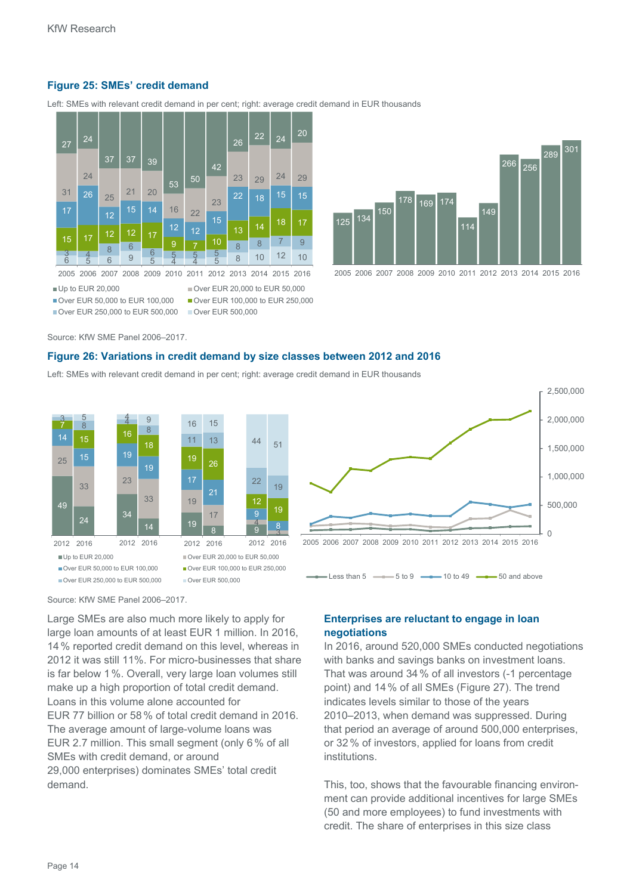**Figure 25: SMEs' credit demand**

Left: SMEs with relevant credit demand in per cent; right: average credit demand in EUR thousands

Source: KfW SME Panel 2006–2017.

**Figure 26: Variations in credit demand by size classes between 2012 and 2016**

Left: SMEs with relevant credit demand in per cent; right: average credit demand in EUR thousands

Source: KfW SME Panel 2006–2017.

Large SMEs are also much more likely to apply for large loan amounts of at least EUR 1 million. In 2016, 14 % reported credit demand on this level, whereas in 2012 it was still 11%. For micro-businesses that share is far below 1 %. Overall, very large loan volumes still make up a high proportion of total credit demand. Loans in this volume alone accounted for EUR 77 billion or 58 % of total credit demand in 2016. The average amount of large-volume loans was EUR 2.7 million. This small segment (only 6 % of all SMEs with credit demand, or around 29,000 enterprises) dominates SMEs' total credit demand.

## Enterprises are reluctant to engage in loan negotiations

In 2016, around 520,000 SMEs conducted negotiations with banks and savings banks on investment loans. That was around 34 % of all investors (-1 percentage point) and 14 % of all SMEs (Figure 27). The trend indicates levels similar to those of the years 2010–2013, when demand was suppressed. During that period an average of around 500,000 enterprises, or 32 % of investors, applied for loans from credit institutions.

This, too, shows that the favourable financing environment can provide additional incentives for large SMEs (50 and more employees) to fund investments with credit. The share of enterprises in this size class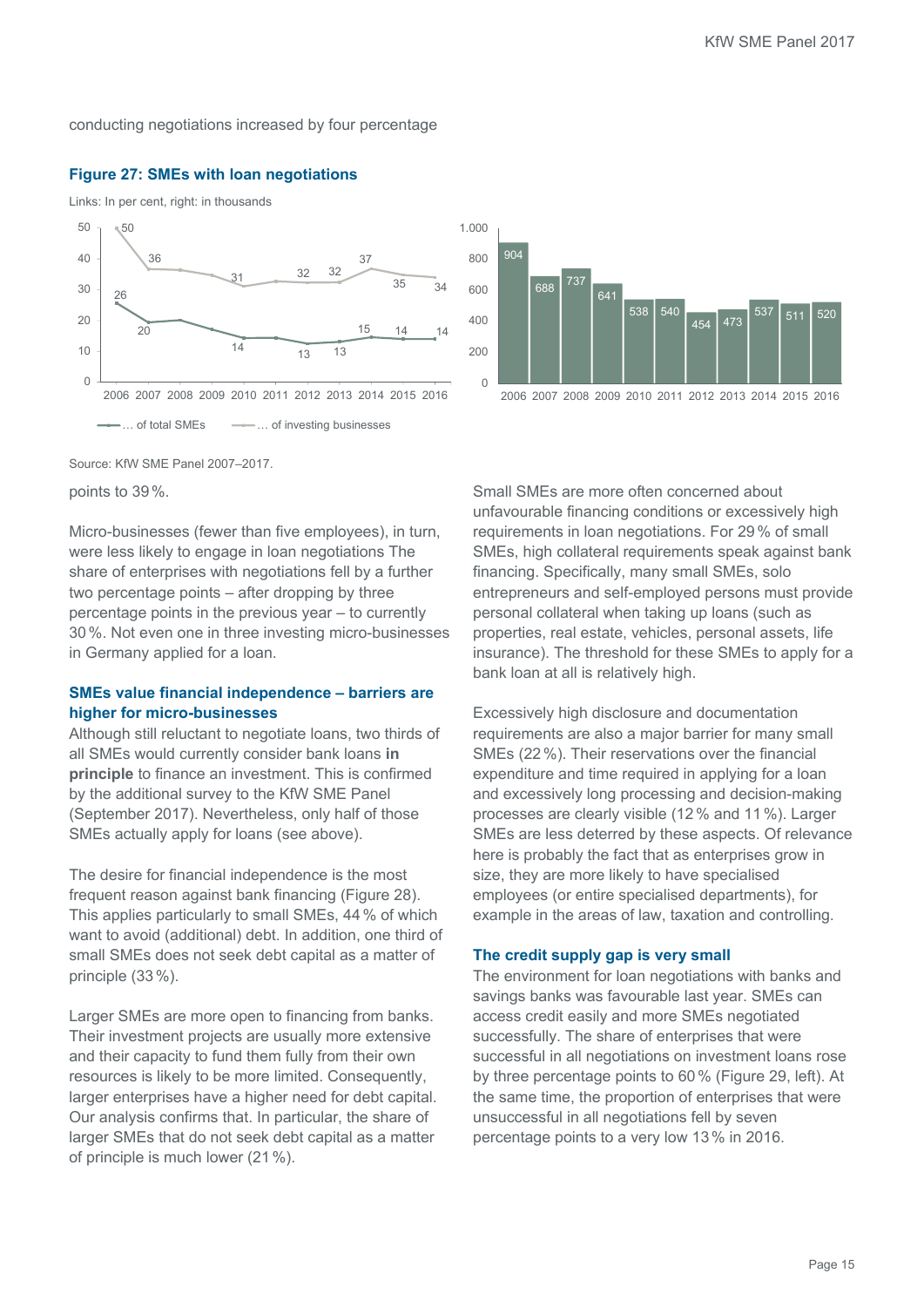conducting negotiations increased by four percentage

**Figure 27: SMEs with loan negotiations**

Links: In per cent, right: in thousands

| Year | ... of total SMEs (%) | ... of investing businesses (%) | Thousands |
|---|---|---|---|
| 2006 | 26 | 50 | 904 |
| 2007 | 20 | 36 | 688 |
| 2008 | | | 737 |
| 2009 | | | 641 |
| 2010 | 14 | 31 | 538 |
| 2011 | | | 540 |
| 2012 | 13 | 32 | 454 |
| 2013 | 13 | 32 | 473 |
| 2014 | 15 | 37 | 537 |
| 2015 | 14 | 35 | 511 |
| 2016 | 14 | 34 | 520 |

Source: KfW SME Panel 2007–2017.

points to 39 %.

Micro-businesses (fewer than five employees), in turn, were less likely to engage in loan negotiations The share of enterprises with negotiations fell by a further two percentage points – after dropping by three percentage points in the previous year – to currently 30 %. Not even one in three investing micro-businesses in Germany applied for a loan.

### SMEs value financial independence – barriers are higher for micro-businesses

Although still reluctant to negotiate loans, two thirds of all SMEs would currently consider bank loans **in principle** to finance an investment. This is confirmed by the additional survey to the KfW SME Panel (September 2017). Nevertheless, only half of those SMEs actually apply for loans (see above).

The desire for financial independence is the most frequent reason against bank financing (Figure 28). This applies particularly to small SMEs, 44 % of which want to avoid (additional) debt. In addition, one third of small SMEs does not seek debt capital as a matter of principle (33 %).

Larger SMEs are more open to financing from banks. Their investment projects are usually more extensive and their capacity to fund them fully from their own resources is likely to be more limited. Consequently, larger enterprises have a higher need for debt capital. Our analysis confirms that. In particular, the share of larger SMEs that do not seek debt capital as a matter of principle is much lower (21 %).

Small SMEs are more often concerned about unfavourable financing conditions or excessively high requirements in loan negotiations. For 29 % of small SMEs, high collateral requirements speak against bank financing. Specifically, many small SMEs, solo entrepreneurs and self-employed persons must provide personal collateral when taking up loans (such as properties, real estate, vehicles, personal assets, life insurance). The threshold for these SMEs to apply for a bank loan at all is relatively high.

Excessively high disclosure and documentation requirements are also a major barrier for many small SMEs (22 %). Their reservations over the financial expenditure and time required in applying for a loan and excessively long processing and decision-making processes are clearly visible (12 % and 11 %). Larger SMEs are less deterred by these aspects. Of relevance here is probably the fact that as enterprises grow in size, they are more likely to have specialised employees (or entire specialised departments), for example in the areas of law, taxation and controlling.

### The credit supply gap is very small

The environment for loan negotiations with banks and savings banks was favourable last year. SMEs can access credit easily and more SMEs negotiated successfully. The share of enterprises that were successful in all negotiations on investment loans rose by three percentage points to 60 % (Figure 29, left). At the same time, the proportion of enterprises that were unsuccessful in all negotiations fell by seven percentage points to a very low 13 % in 2016.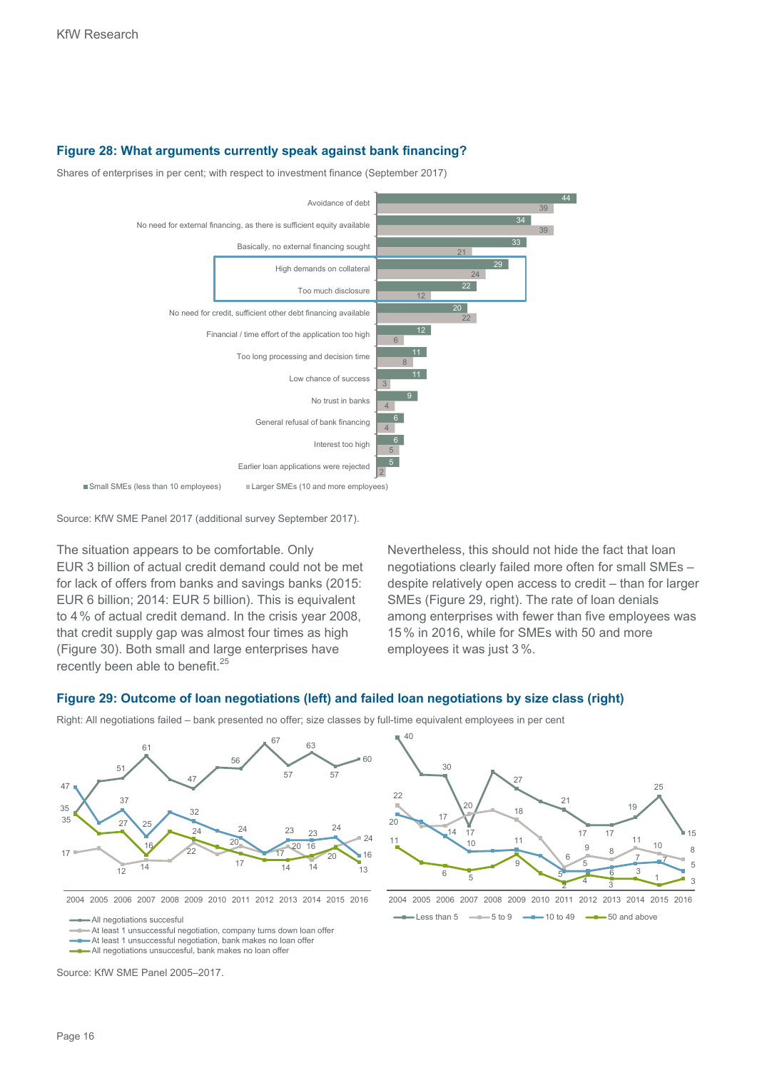#### Figure 28: What arguments currently speak against bank financing?

Shares of enterprises in per cent; with respect to investment finance (September 2017)

| Argument | Small SMEs (less than 10 employees) | Larger SMEs (10 and more employees) |
|---|---|---|
| Avoidance of debt | 44 | 39 |
| No need for external financing, as there is sufficient equity available | 34 | 39 |
| Basically, no external financing sought | 33 | 21 |
| High demands on collateral | 29 | 24 |
| Too much disclosure | 22 | 12 |
| No need for credit, sufficient other debt financing available | 20 | 22 |
| Financial / time effort of the application too high | 12 | 6 |
| Too long processing and decision time | 11 | 8 |
| Low chance of success | 11 | 3 |
| No trust in banks | 9 | 4 |
| General refusal of bank financing | 6 | 4 |
| Interest too high | 6 | 5 |
| Earlier loan applications were rejected | 5 | 2 |

Source: KfW SME Panel 2017 (additional survey September 2017).

The situation appears to be comfortable. Only EUR 3 billion of actual credit demand could not be met for lack of offers from banks and savings banks (2015: EUR 6 billion; 2014: EUR 5 billion). This is equivalent to 4 % of actual credit demand. In the crisis year 2008, that credit supply gap was almost four times as high (Figure 30). Both small and large enterprises have recently been able to benefit.[25]

Nevertheless, this should not hide the fact that loan negotiations clearly failed more often for small SMEs – despite relatively open access to credit – than for larger SMEs (Figure 29, right). The rate of loan denials among enterprises with fewer than five employees was 15 % in 2016, while for SMEs with 50 and more employees it was just 3 %.

#### Figure 29: Outcome of loan negotiations (left) and failed loan negotiations by size class (right)

Right: All negotiations failed – bank presented no offer; size classes by full-time equivalent employees in per cent

Left:

| | 2004 | 2005 | 2006 | 2007 | 2008 | 2009 | 2010 | 2011 | 2012 | 2013 | 2014 | 2015 | 2016 |
|---|---|---|---|---|---|---|---|---|---|---|---|---|---|
| All negotiations succesful | 35 | 49 | 51 | 61 | 51 | 47 | 56 | 56 | 67 | 57 | 63 | 57 | 60 |
| At least 1 unsuccessful negotiation, company turns down loan offer | 17 | 18 | 12 | 14 | 14 | 22 | 17 | 20 | 17 | 20 | 14 | 20 | 24 |
| At least 1 unsuccessful negotiation, bank makes no loan offer | 47 | 27 | 37 | 25 | 32 | 28 | 24 | 22 | 17 | 23 | 23 | 24 | 16 |
| All negotiations unsuccesful, bank makes no loan offer | 35 | 27 | 27 | 16 | 27 | 24 | 20 | 17 | 14 | 14 | 16 | 20 | 13 |

Right:

| | 2004 | 2005 | 2006 | 2007 | 2008 | 2009 | 2010 | 2011 | 2012 | 2013 | 2014 | 2015 | 2016 |
|---|---|---|---|---|---|---|---|---|---|---|---|---|---|
| Less than 5 | 40 | 30 | 30 | 17 | 32 | 27 | 23 | 21 | 17 | 17 | 19 | 25 | 15 |
| 5 to 9 | 22 | 17 | 17 | 20 | 18 | 18 | 10 | 6 | 9 | 8 | 11 | 10 | 8 |
| 10 to 49 | 20 | 18 | 14 | 10 | 10 | 11 | 9 | 5 | 4 | 6 | 7 | 7 | 5 |
| 50 and above | 11 | 6 | 5 | 5 | 6 | 9 | 5 | 2 | 4 | 3 | 3 | 1 | 3 |

Source: KfW SME Panel 2005–2017.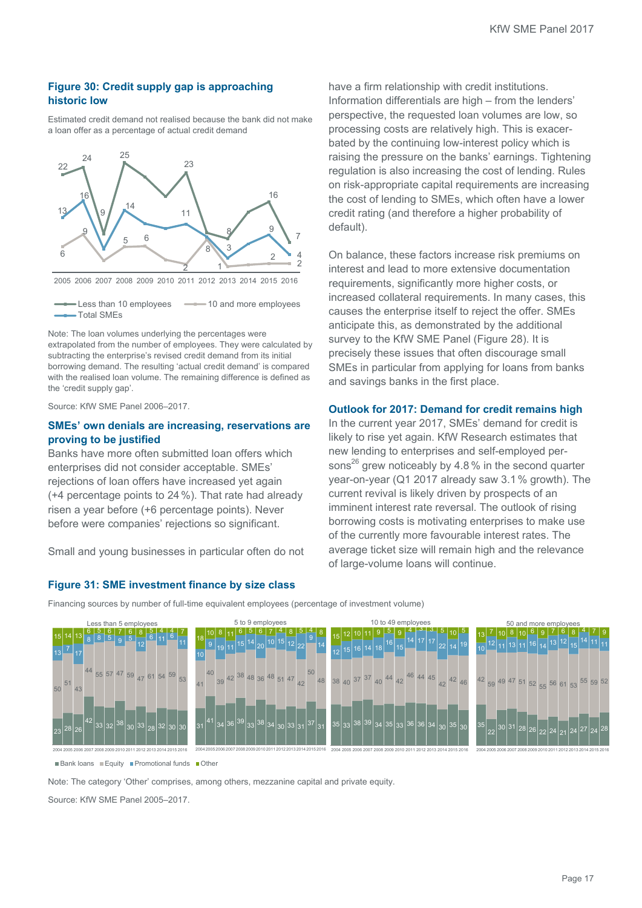**Figure 30: Credit supply gap is approaching historic low**

Estimated credit demand not realised because the bank did not make a loan offer as a percentage of actual credit demand

| Year | Less than 10 employees | 10 and more employees | Total SMEs |
|---|---|---|---|
| 2005 | 22 | 6 | 13 |
| 2006 | 24 | 9 | 16 |
| 2007 | 9 | | |
| 2008 | 25 | 5 | 14 |
| 2009 | | 6 | |
| 2010 | | | |
| 2011 | 23 | 2 | 11 |
| 2012 | | 8 | |
| 2013 | 8 | 1 | 3 |
| 2014 | | | |
| 2015 | 16 | 2 | 9 |
| 2016 | 7 | 2 | 4 |

Note: The loan volumes underlying the percentages were extrapolated from the number of employees. They were calculated by subtracting the enterprise's revised credit demand from its initial borrowing demand. The resulting 'actual credit demand' is compared with the realised loan volume. The remaining difference is defined as the 'credit supply gap'.

Source: KfW SME Panel 2006–2017.

## SMEs' own denials are increasing, reservations are proving to be justified

Banks have more often submitted loan offers which enterprises did not consider acceptable. SMEs' rejections of loan offers have increased yet again (+4 percentage points to 24 %). That rate had already risen a year before (+6 percentage points). Never before were companies' rejections so significant.

Small and young businesses in particular often do not have a firm relationship with credit institutions. Information differentials are high – from the lenders' perspective, the requested loan volumes are low, so processing costs are relatively high. This is exacerbated by the continuing low-interest policy which is raising the pressure on the banks' earnings. Tightening regulation is also increasing the cost of lending. Rules on risk-appropriate capital requirements are increasing the cost of lending to SMEs, which often have a lower credit rating (and therefore a higher probability of default).

On balance, these factors increase risk premiums on interest and lead to more extensive documentation requirements, significantly more higher costs, or increased collateral requirements. In many cases, this causes the enterprise itself to reject the offer. SMEs anticipate this, as demonstrated by the additional survey to the KfW SME Panel (Figure 28). It is precisely these issues that often discourage small SMEs in particular from applying for loans from banks and savings banks in the first place.

## Outlook for 2017: Demand for credit remains high

In the current year 2017, SMEs' demand for credit is likely to rise yet again. KfW Research estimates that new lending to enterprises and self-employed persons[26] grew noticeably by 4.8 % in the second quarter year-on-year (Q1 2017 already saw 3.1 % growth). The current revival is likely driven by prospects of an imminent interest rate reversal. The outlook of rising borrowing costs is motivating enterprises to make use of the currently more favourable interest rates. The average ticket size will remain high and the relevance of large-volume loans will continue.

**Figure 31: SME investment finance by size class**

Financing sources by number of full-time equivalent employees (percentage of investment volume)

Less than 5 employees

| | 2004 | 2005 | 2006 | 2007 | 2008 | 2009 | 2010 | 2011 | 2012 | 2013 | 2014 | 2015 | 2016 |
|---|---|---|---|---|---|---|---|---|---|---|---|---|---|
| Bank loans | 23 | 28 | 26 | 42 | 33 | 32 | 38 | 30 | 33 | 28 | 32 | 30 | 30 |
| Equity | 50 | 51 | 43 | 44 | 55 | 57 | 47 | 59 | 47 | 61 | 54 | 59 | 53 |
| Promotional funds | 13 | 7 | 17 | 8 | 8 | 5 | 9 | 5 | 12 | 6 | 11 | 6 | 11 |
| Other | 15 | 14 | 13 | 6 | 5 | 6 | 7 | 6 | 8 | 5 | 4 | 4 | 7 |

5 to 9 employees

| | 2004 | 2005 | 2006 | 2007 | 2008 | 2009 | 2010 | 2011 | 2012 | 2013 | 2014 | 2015 | 2016 |
|---|---|---|---|---|---|---|---|---|---|---|---|---|---|
| Bank loans | 31 | 41 | 34 | 36 | 39 | 33 | 38 | 34 | 30 | 33 | 31 | 37 | 31 |
| Equity | 41 | 40 | 39 | 42 | 38 | 48 | 36 | 48 | 51 | 47 | 42 | 50 | 48 |
| Promotional funds | 10 | 9 | 19 | 11 | 15 | 14 | 20 | 10 | 15 | 12 | 22 | 9 | 14 |
| Other | 18 | 10 | 8 | 11 | 6 | 5 | 6 | 7 | 4 | 8 | 5 | 4 | 8 |

10 to 49 employees

| | 2004 | 2005 | 2006 | 2007 | 2008 | 2009 | 2010 | 2011 | 2012 | 2013 | 2014 | 2015 | 2016 |
|---|---|---|---|---|---|---|---|---|---|---|---|---|---|
| Bank loans | 35 | 33 | 38 | 39 | 34 | 35 | 33 | 36 | 36 | 34 | 30 | 35 | 30 |
| Equity | 38 | 40 | 37 | 37 | 40 | 44 | 42 | 46 | 44 | 45 | 42 | 42 | 46 |
| Promotional funds | 12 | 15 | 16 | 14 | 18 | 16 | 15 | 14 | 17 | 17 | 22 | 14 | 19 |
| Other | 15 | 12 | 10 | 11 | 9 | 5 | 9 | 4 | 3 | 3 | 5 | 10 | 5 |

50 and more employees

| | 2004 | 2005 | 2006 | 2007 | 2008 | 2009 | 2010 | 2011 | 2012 | 2013 | 2014 | 2015 | 2016 |
|---|---|---|---|---|---|---|---|---|---|---|---|---|---|
| Bank loans | 35 | 22 | 30 | 31 | 28 | 26 | 22 | 24 | 21 | 24 | 27 | 24 | 28 |
| Equity | 42 | 59 | 49 | 47 | 51 | 52 | 55 | 56 | 61 | 53 | 55 | 59 | 52 |
| Promotional funds | 10 | 12 | 11 | 13 | 11 | 16 | 14 | 13 | 12 | 15 | 14 | 11 | 11 |
| Other | 13 | 7 | 10 | 8 | 10 | 6 | 9 | 7 | 6 | 8 | 4 | 7 | 9 |

Note: The category 'Other' comprises, among others, mezzanine capital and private equity.

Source: KfW SME Panel 2005–2017.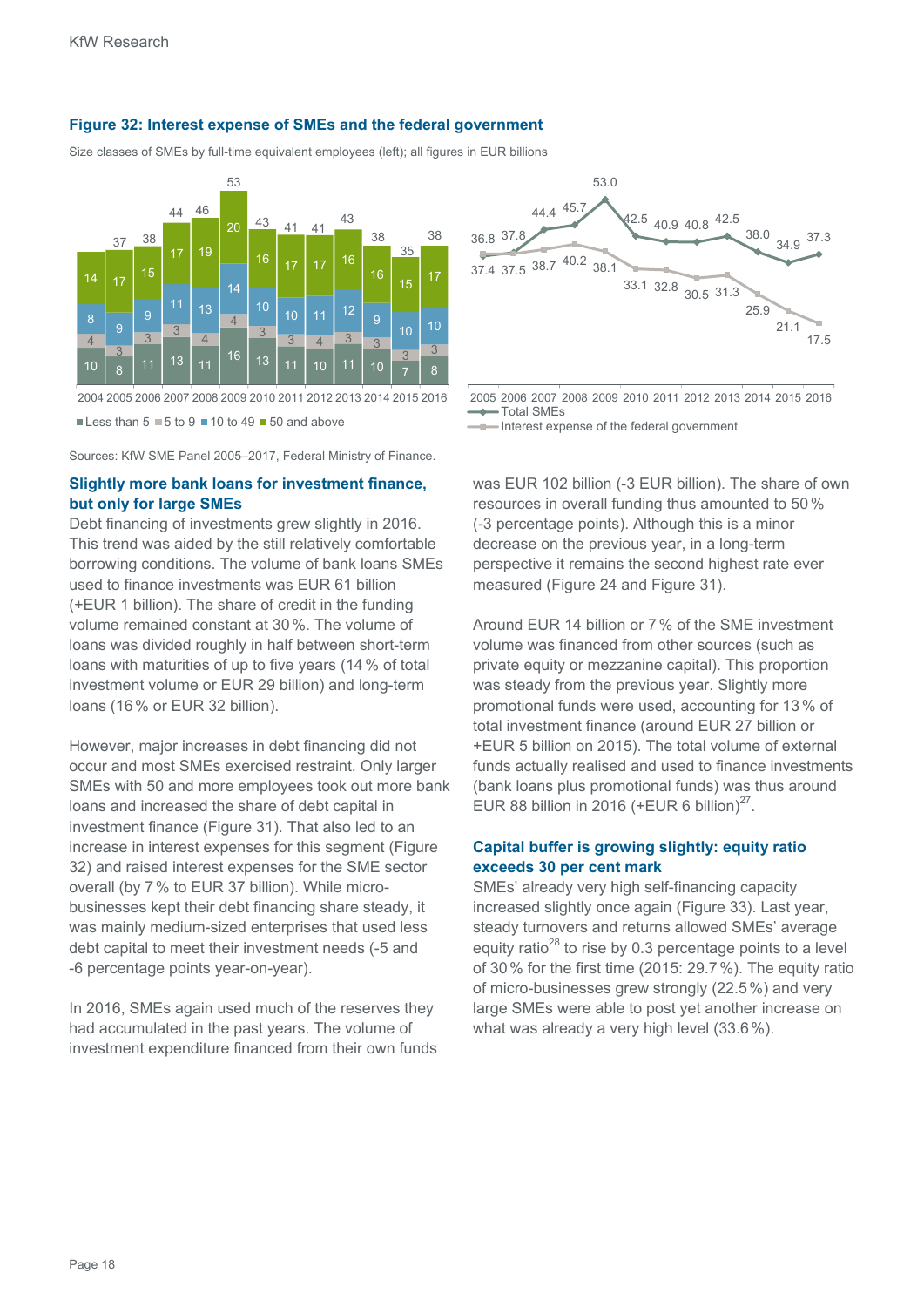**Figure 32: Interest expense of SMEs and the federal government**

Size classes of SMEs by full-time equivalent employees (left); all figures in EUR billions

| Year | Less than 5 | 5 to 9 | 10 to 49 | 50 and above | Total |
|---|---|---|---|---|---|
| 2004 | 10 | 4 | 8 | 14 | |
| 2005 | 8 | 3 | 9 | 17 | 37 |
| 2006 | 11 | 3 | 9 | 15 | 38 |
| 2007 | 13 | 3 | 11 | 17 | 44 |
| 2008 | 11 | 4 | 13 | 19 | 46 |
| 2009 | 16 | 4 | 14 | 20 | 53 |
| 2010 | 13 | 3 | 10 | 16 | 43 |
| 2011 | 11 | 3 | 10 | 17 | 41 |
| 2012 | 10 | 4 | 11 | 17 | 41 |
| 2013 | 11 | 3 | 12 | 16 | 43 |
| 2014 | 10 | 3 | 9 | 16 | 38 |
| 2015 | 7 | 3 | 10 | 15 | 35 |
| 2016 | 8 | 3 | 10 | 17 | 38 |

| Year | Total SMEs | Interest expense of the federal government |
|---|---|---|
| 2005 | 36.8 | 37.4 |
| 2006 | 37.8 | 37.5 |
| 2007 | 44.4 | 38.7 |
| 2008 | 45.7 | 40.2 |
| 2009 | 53.0 | 38.1 |
| 2010 | 42.5 | 33.1 |
| 2011 | 40.9 | 32.8 |
| 2012 | 40.8 | 30.5 |
| 2013 | 42.5 | 31.3 |
| 2014 | 38.0 | 25.9 |
| 2015 | 34.9 | 21.1 |
| 2016 | 37.3 | 17.5 |

Sources: KfW SME Panel 2005–2017, Federal Ministry of Finance.

### Slightly more bank loans for investment finance, but only for large SMEs

Debt financing of investments grew slightly in 2016. This trend was aided by the still relatively comfortable borrowing conditions. The volume of bank loans SMEs used to finance investments was EUR 61 billion (+EUR 1 billion). The share of credit in the funding volume remained constant at 30 %. The volume of loans was divided roughly in half between short-term loans with maturities of up to five years (14 % of total investment volume or EUR 29 billion) and long-term loans (16 % or EUR 32 billion).

However, major increases in debt financing did not occur and most SMEs exercised restraint. Only larger SMEs with 50 and more employees took out more bank loans and increased the share of debt capital in investment finance (Figure 31). That also led to an increase in interest expenses for this segment (Figure 32) and raised interest expenses for the SME sector overall (by 7 % to EUR 37 billion). While micro-businesses kept their debt financing share steady, it was mainly medium-sized enterprises that used less debt capital to meet their investment needs (-5 and -6 percentage points year-on-year).

In 2016, SMEs again used much of the reserves they had accumulated in the past years. The volume of investment expenditure financed from their own funds was EUR 102 billion (-3 EUR billion). The share of own resources in overall funding thus amounted to 50 % (-3 percentage points). Although this is a minor decrease on the previous year, in a long-term perspective it remains the second highest rate ever measured (Figure 24 and Figure 31).

Around EUR 14 billion or 7 % of the SME investment volume was financed from other sources (such as private equity or mezzanine capital). This proportion was steady from the previous year. Slightly more promotional funds were used, accounting for 13 % of total investment finance (around EUR 27 billion or +EUR 5 billion on 2015). The total volume of external funds actually realised and used to finance investments (bank loans plus promotional funds) was thus around EUR 88 billion in 2016 (+EUR 6 billion)[27].

### Capital buffer is growing slightly: equity ratio exceeds 30 per cent mark

SMEs' already very high self-financing capacity increased slightly once again (Figure 33). Last year, steady turnovers and returns allowed SMEs' average equity ratio[28] to rise by 0.3 percentage points to a level of 30 % for the first time (2015: 29.7 %). The equity ratio of micro-businesses grew strongly (22.5 %) and very large SMEs were able to post yet another increase on what was already a very high level (33.6 %).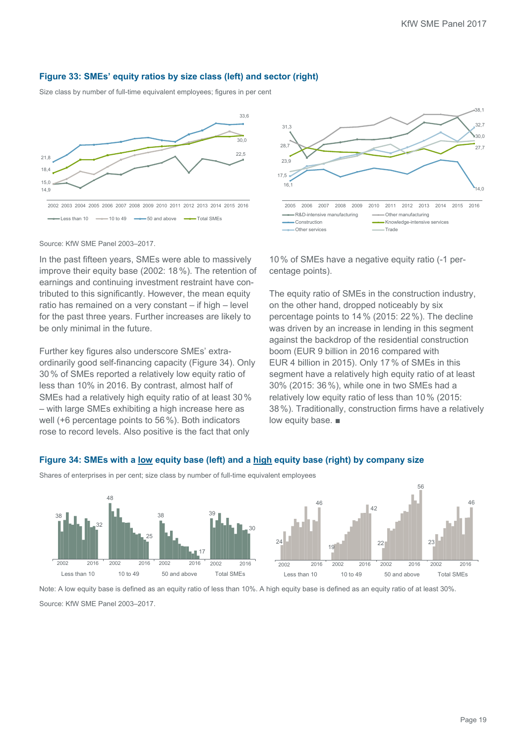### Figure 33: SMEs' equity ratios by size class (left) and sector (right)

Size class by number of full-time equivalent employees; figures in per cent

Source: KfW SME Panel 2003–2017.

In the past fifteen years, SMEs were able to massively improve their equity base (2002: 18 %). The retention of earnings and continuing investment restraint have contributed to this significantly. However, the mean equity ratio has remained on a very constant – if high – level for the past three years. Further increases are likely to be only minimal in the future.

Further key figures also underscore SMEs' extraordinarily good self-financing capacity (Figure 34). Only 30 % of SMEs reported a relatively low equity ratio of less than 10% in 2016. By contrast, almost half of SMEs had a relatively high equity ratio of at least 30 % – with large SMEs exhibiting a high increase here as well (+6 percentage points to 56 %). Both indicators rose to record levels. Also positive is the fact that only 10 % of SMEs have a negative equity ratio (-1 percentage points).

The equity ratio of SMEs in the construction industry, on the other hand, dropped noticeably by six percentage points to 14 % (2015: 22 %). The decline was driven by an increase in lending in this segment against the backdrop of the residential construction boom (EUR 9 billion in 2016 compared with EUR 4 billion in 2015). Only 17 % of SMEs in this segment have a relatively high equity ratio of at least 30% (2015: 36 %), while one in two SMEs had a relatively low equity ratio of less than 10 % (2015: 38 %). Traditionally, construction firms have a relatively low equity base. ■

### Figure 34: SMEs with a low equity base (left) and a high equity base (right) by company size

Shares of enterprises in per cent; size class by number of full-time equivalent employees

Note: A low equity base is defined as an equity ratio of less than 10%. A high equity base is defined as an equity ratio of at least 30%.

Source: KfW SME Panel 2003–2017.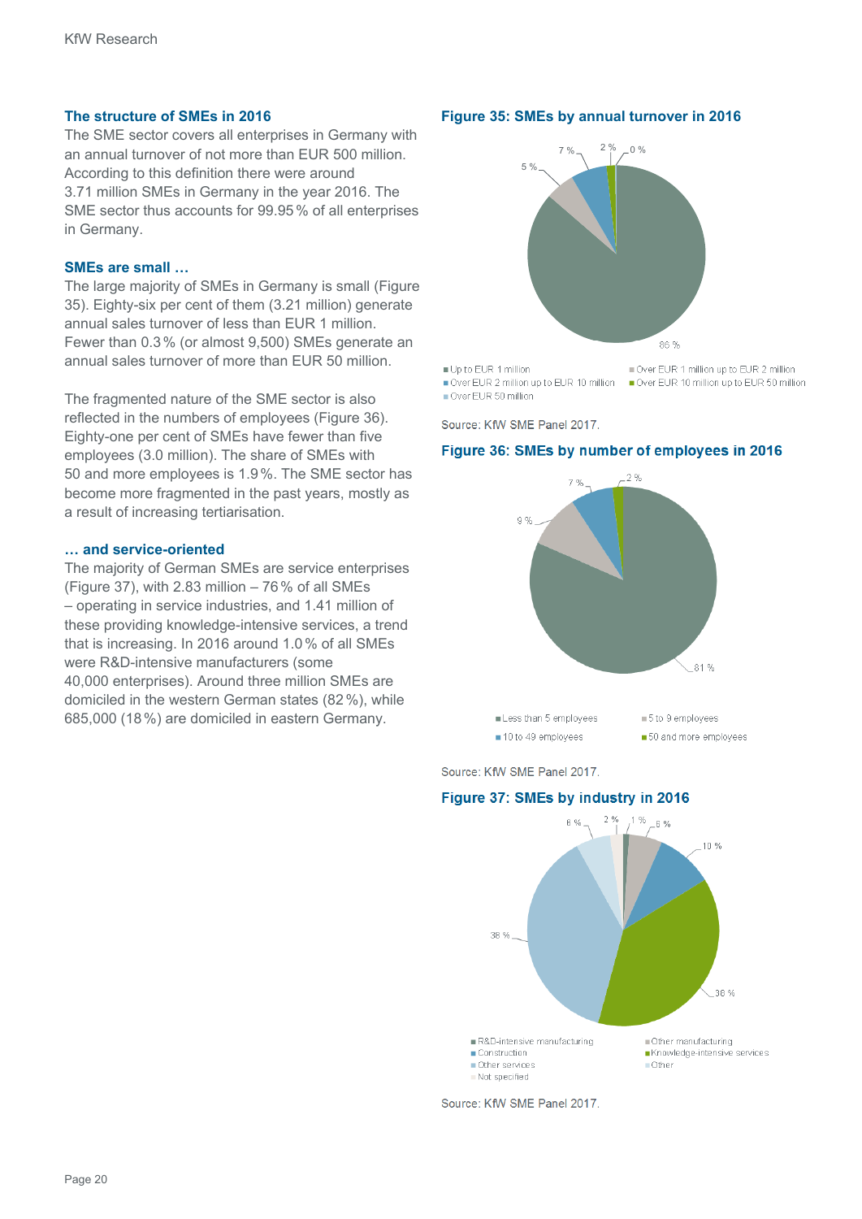### The structure of SMEs in 2016

The SME sector covers all enterprises in Germany with an annual turnover of not more than EUR 500 million. According to this definition there were around 3.71 million SMEs in Germany in the year 2016. The SME sector thus accounts for 99.95 % of all enterprises in Germany.

### SMEs are small …

The large majority of SMEs in Germany is small (Figure 35). Eighty-six per cent of them (3.21 million) generate annual sales turnover of less than EUR 1 million. Fewer than 0.3 % (or almost 9,500) SMEs generate an annual sales turnover of more than EUR 50 million.

The fragmented nature of the SME sector is also reflected in the numbers of employees (Figure 36). Eighty-one per cent of SMEs have fewer than five employees (3.0 million). The share of SMEs with 50 and more employees is 1.9 %. The SME sector has become more fragmented in the past years, mostly as a result of increasing tertiarisation.

### … and service-oriented

The majority of German SMEs are service enterprises (Figure 37), with 2.83 million – 76 % of all SMEs – operating in service industries, and 1.41 million of these providing knowledge-intensive services, a trend that is increasing. In 2016 around 1.0 % of all SMEs were R&D-intensive manufacturers (some 40,000 enterprises). Around three million SMEs are domiciled in the western German states (82 %), while 685,000 (18 %) are domiciled in eastern Germany.

**Figure 35: SMEs by annual turnover in 2016**

| Annual turnover | Share |
|---|---|
| Up to EUR 1 million | 86 % |
| Over EUR 1 million up to EUR 2 million | 5 % |
| Over EUR 2 million up to EUR 10 million | 7 % |
| Over EUR 10 million up to EUR 50 million | 2 % |
| Over EUR 50 million | 0 % |

Source: KfW SME Panel 2017.

**Figure 36: SMEs by number of employees in 2016**

| Number of employees | Share |
|---|---|
| Less than 5 employees | 81 % |
| 5 to 9 employees | 9 % |
| 10 to 49 employees | 7 % |
| 50 and more employees | 2 % |

Source: KfW SME Panel 2017.

**Figure 37: SMEs by industry in 2016**

| Industry | Share |
|---|---|
| R&D-intensive manufacturing | 1 % |
| Other manufacturing | 6 % |
| Construction | 10 % |
| Knowledge-intensive services | 38 % |
| Other services | 38 % |
| Other | 6 % |
| Not specified | 2 % |

Source: KfW SME Panel 2017.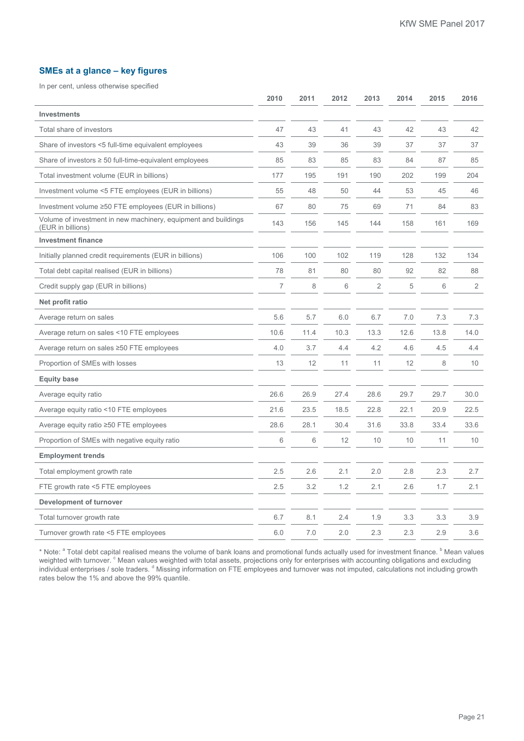## SMEs at a glance – key figures

In per cent, unless otherwise specified

| | 2010 | 2011 | 2012 | 2013 | 2014 | 2015 | 2016 |
|---|---|---|---|---|---|---|---|
| **Investments** | | | | | | | |
| Total share of investors | 47 | 43 | 41 | 43 | 42 | 43 | 42 |
| Share of investors <5 full-time equivalent employees | 43 | 39 | 36 | 39 | 37 | 37 | 37 |
| Share of investors ≥ 50 full-time-equivalent employees | 85 | 83 | 85 | 83 | 84 | 87 | 85 |
| Total investment volume (EUR in billions) | 177 | 195 | 191 | 190 | 202 | 199 | 204 |
| Investment volume <5 FTE employees (EUR in billions) | 55 | 48 | 50 | 44 | 53 | 45 | 46 |
| Investment volume ≥50 FTE employees (EUR in billions) | 67 | 80 | 75 | 69 | 71 | 84 | 83 |
| Volume of investment in new machinery, equipment and buildings (EUR in billions) | 143 | 156 | 145 | 144 | 158 | 161 | 169 |
| **Investment finance** | | | | | | | |
| Initially planned credit requirements (EUR in billions) | 106 | 100 | 102 | 119 | 128 | 132 | 134 |
| Total debt capital realised (EUR in billions) | 78 | 81 | 80 | 80 | 92 | 82 | 88 |
| Credit supply gap (EUR in billions) | 7 | 8 | 6 | 2 | 5 | 6 | 2 |
| **Net profit ratio** | | | | | | | |
| Average return on sales | 5.6 | 5.7 | 6.0 | 6.7 | 7.0 | 7.3 | 7.3 |
| Average return on sales <10 FTE employees | 10.6 | 11.4 | 10.3 | 13.3 | 12.6 | 13.8 | 14.0 |
| Average return on sales ≥50 FTE employees | 4.0 | 3.7 | 4.4 | 4.2 | 4.6 | 4.5 | 4.4 |
| Proportion of SMEs with losses | 13 | 12 | 11 | 11 | 12 | 8 | 10 |
| **Equity base** | | | | | | | |
| Average equity ratio | 26.6 | 26.9 | 27.4 | 28.6 | 29.7 | 29.7 | 30.0 |
| Average equity ratio <10 FTE employees | 21.6 | 23.5 | 18.5 | 22.8 | 22.1 | 20.9 | 22.5 |
| Average equity ratio ≥50 FTE employees | 28.6 | 28.1 | 30.4 | 31.6 | 33.8 | 33.4 | 33.6 |
| Proportion of SMEs with negative equity ratio | 6 | 6 | 12 | 10 | 10 | 11 | 10 |
| **Employment trends** | | | | | | | |
| Total employment growth rate | 2.5 | 2.6 | 2.1 | 2.0 | 2.8 | 2.3 | 2.7 |
| FTE growth rate <5 FTE employees | 2.5 | 3.2 | 1.2 | 2.1 | 2.6 | 1.7 | 2.1 |
| **Development of turnover** | | | | | | | |
| Total turnover growth rate | 6.7 | 8.1 | 2.4 | 1.9 | 3.3 | 3.3 | 3.9 |
| Turnover growth rate <5 FTE employees | 6.0 | 7.0 | 2.0 | 2.3 | 2.3 | 2.9 | 3.6 |

* Note: [a] Total debt capital realised means the volume of bank loans and promotional funds actually used for investment finance. [b] Mean values weighted with turnover. [c] Mean values weighted with total assets, projections only for enterprises with accounting obligations and excluding individual enterprises / sole traders. [d] Missing information on FTE employees and turnover was not imputed, calculations not including growth rates below the 1% and above the 99% quantile.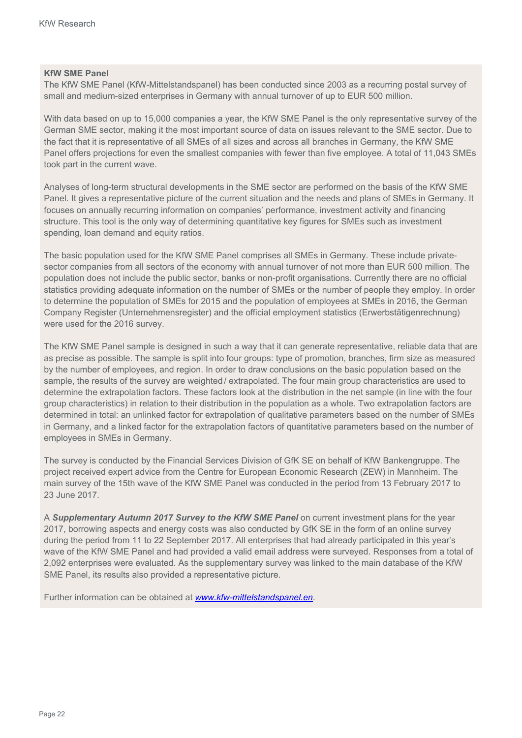**KfW SME Panel**

The KfW SME Panel (KfW-Mittelstandspanel) has been conducted since 2003 as a recurring postal survey of small and medium-sized enterprises in Germany with annual turnover of up to EUR 500 million.

With data based on up to 15,000 companies a year, the KfW SME Panel is the only representative survey of the German SME sector, making it the most important source of data on issues relevant to the SME sector. Due to the fact that it is representative of all SMEs of all sizes and across all branches in Germany, the KfW SME Panel offers projections for even the smallest companies with fewer than five employee. A total of 11,043 SMEs took part in the current wave.

Analyses of long-term structural developments in the SME sector are performed on the basis of the KfW SME Panel. It gives a representative picture of the current situation and the needs and plans of SMEs in Germany. It focuses on annually recurring information on companies' performance, investment activity and financing structure. This tool is the only way of determining quantitative key figures for SMEs such as investment spending, loan demand and equity ratios.

The basic population used for the KfW SME Panel comprises all SMEs in Germany. These include private-sector companies from all sectors of the economy with annual turnover of not more than EUR 500 million. The population does not include the public sector, banks or non-profit organisations. Currently there are no official statistics providing adequate information on the number of SMEs or the number of people they employ. In order to determine the population of SMEs for 2015 and the population of employees at SMEs in 2016, the German Company Register (Unternehmensregister) and the official employment statistics (Erwerbstätigenrechnung) were used for the 2016 survey.

The KfW SME Panel sample is designed in such a way that it can generate representative, reliable data that are as precise as possible. The sample is split into four groups: type of promotion, branches, firm size as measured by the number of employees, and region. In order to draw conclusions on the basic population based on the sample, the results of the survey are weighted / extrapolated. The four main group characteristics are used to determine the extrapolation factors. These factors look at the distribution in the net sample (in line with the four group characteristics) in relation to their distribution in the population as a whole. Two extrapolation factors are determined in total: an unlinked factor for extrapolation of qualitative parameters based on the number of SMEs in Germany, and a linked factor for the extrapolation factors of quantitative parameters based on the number of employees in SMEs in Germany.

The survey is conducted by the Financial Services Division of GfK SE on behalf of KfW Bankengruppe. The project received expert advice from the Centre for European Economic Research (ZEW) in Mannheim. The main survey of the 15th wave of the KfW SME Panel was conducted in the period from 13 February 2017 to 23 June 2017.

A ***Supplementary Autumn 2017 Survey to the KfW SME Panel*** on current investment plans for the year 2017, borrowing aspects and energy costs was also conducted by GfK SE in the form of an online survey during the period from 11 to 22 September 2017. All enterprises that had already participated in this year's wave of the KfW SME Panel and had provided a valid email address were surveyed. Responses from a total of 2,092 enterprises were evaluated. As the supplementary survey was linked to the main database of the KfW SME Panel, its results also provided a representative picture.

Further information can be obtained at *[www.kfw-mittelstandspanel.en](www.kfw-mittelstandspanel.en)*.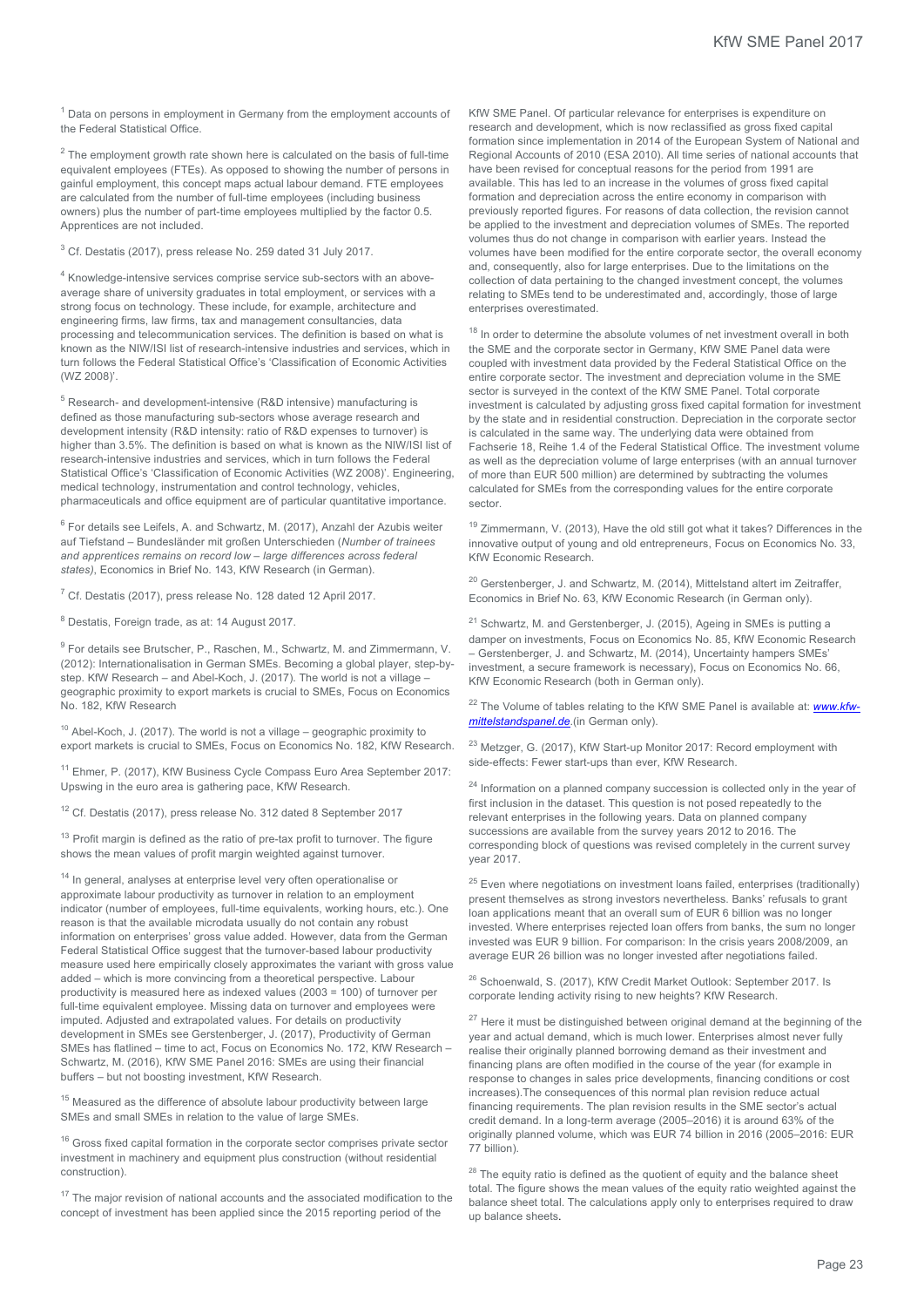[1] Data on persons in employment in Germany from the employment accounts of the Federal Statistical Office.

[2] The employment growth rate shown here is calculated on the basis of full-time equivalent employees (FTEs). As opposed to showing the number of persons in gainful employment, this concept maps actual labour demand. FTE employees are calculated from the number of full-time employees (including business owners) plus the number of part-time employees multiplied by the factor 0.5. Apprentices are not included.

[3] Cf. Destatis (2017), press release No. 259 dated 31 July 2017.

[4] Knowledge-intensive services comprise service sub-sectors with an above-average share of university graduates in total employment, or services with a strong focus on technology. These include, for example, architecture and engineering firms, law firms, tax and management consultancies, data processing and telecommunication services. The definition is based on what is known as the NIW/ISI list of research-intensive industries and services, which in turn follows the Federal Statistical Office's 'Classification of Economic Activities (WZ 2008)'.

[5] Research- and development-intensive (R&D intensive) manufacturing is defined as those manufacturing sub-sectors whose average research and development intensity (R&D intensity: ratio of R&D expenses to turnover) is higher than 3.5%. The definition is based on what is known as the NIW/ISI list of research-intensive industries and services, which in turn follows the Federal Statistical Office's 'Classification of Economic Activities (WZ 2008)'. Engineering, medical technology, instrumentation and control technology, vehicles, pharmaceuticals and office equipment are of particular quantitative importance.

[6] For details see Leifels, A. and Schwartz, M. (2017), Anzahl der Azubis weiter auf Tiefstand – Bundesländer mit großen Unterschieden (*Number of trainees and apprentices remains on record low – large differences across federal states)*, Economics in Brief No. 143, KfW Research (in German).

[7] Cf. Destatis (2017), press release No. 128 dated 12 April 2017.

[8] Destatis, Foreign trade, as at: 14 August 2017.

[9] For details see Brutscher, P., Raschen, M., Schwartz, M. and Zimmermann, V. (2012): Internationalisation in German SMEs. Becoming a global player, step-by-step. KfW Research – and Abel-Koch, J. (2017). The world is not a village – geographic proximity to export markets is crucial to SMEs, Focus on Economics No. 182, KfW Research

[10] Abel-Koch, J. (2017). The world is not a village – geographic proximity to export markets is crucial to SMEs, Focus on Economics No. 182, KfW Research.

[11] Ehmer, P. (2017), KfW Business Cycle Compass Euro Area September 2017: Upswing in the euro area is gathering pace, KfW Research.

[12] Cf. Destatis (2017), press release No. 312 dated 8 September 2017

[13] Profit margin is defined as the ratio of pre-tax profit to turnover. The figure shows the mean values of profit margin weighted against turnover.

[14] In general, analyses at enterprise level very often operationalise or approximate labour productivity as turnover in relation to an employment indicator (number of employees, full-time equivalents, working hours, etc.). One reason is that the available microdata usually do not contain any robust information on enterprises' gross value added. However, data from the German Federal Statistical Office suggest that the turnover-based labour productivity measure used here empirically closely approximates the variant with gross value added – which is more convincing from a theoretical perspective. Labour productivity is measured here as indexed values (2003 = 100) of turnover per full-time equivalent employee. Missing data on turnover and employees were imputed. Adjusted and extrapolated values. For details on productivity development in SMEs see Gerstenberger, J. (2017), Productivity of German SMEs has flatlined – time to act, Focus on Economics No. 172, KfW Research – Schwartz, M. (2016), KfW SME Panel 2016: SMEs are using their financial buffers – but not boosting investment, KfW Research.

[15] Measured as the difference of absolute labour productivity between large SMEs and small SMEs in relation to the value of large SMEs.

[16] Gross fixed capital formation in the corporate sector comprises private sector investment in machinery and equipment plus construction (without residential construction).

[17] The major revision of national accounts and the associated modification to the concept of investment has been applied since the 2015 reporting period of the KfW SME Panel. Of particular relevance for enterprises is expenditure on research and development, which is now reclassified as gross fixed capital formation since implementation in 2014 of the European System of National and Regional Accounts of 2010 (ESA 2010). All time series of national accounts that have been revised for conceptual reasons for the period from 1991 are available. This has led to an increase in the volumes of gross fixed capital formation and depreciation across the entire economy in comparison with previously reported figures. For reasons of data collection, the revision cannot be applied to the investment and depreciation volumes of SMEs. The reported volumes thus do not change in comparison with earlier years. Instead the volumes have been modified for the entire corporate sector, the overall economy and, consequently, also for large enterprises. Due to the limitations on the collection of data pertaining to the changed investment concept, the volumes relating to SMEs tend to be underestimated and, accordingly, those of large enterprises overestimated.

[18] In order to determine the absolute volumes of net investment overall in both the SME and the corporate sector in Germany, KfW SME Panel data were coupled with investment data provided by the Federal Statistical Office on the entire corporate sector. The investment and depreciation volume in the SME sector is surveyed in the context of the KfW SME Panel. Total corporate investment is calculated by adjusting gross fixed capital formation for investment by the state and in residential construction. Depreciation in the corporate sector is calculated in the same way. The underlying data were obtained from Fachserie 18, Reihe 1.4 of the Federal Statistical Office. The investment volume as well as the depreciation volume of large enterprises (with an annual turnover of more than EUR 500 million) are determined by subtracting the volumes calculated for SMEs from the corresponding values for the entire corporate sector.

[19] Zimmermann, V. (2013), Have the old still got what it takes? Differences in the innovative output of young and old entrepreneurs, Focus on Economics No. 33, KfW Economic Research.

[20] Gerstenberger, J. and Schwartz, M. (2014), Mittelstand altert im Zeitraffer, Economics in Brief No. 63, KfW Economic Research (in German only).

[21] Schwartz, M. and Gerstenberger, J. (2015), Ageing in SMEs is putting a damper on investments, Focus on Economics No. 85, KfW Economic Research – Gerstenberger, J. and Schwartz, M. (2014), Uncertainty hampers SMEs' investment, a secure framework is necessary), Focus on Economics No. 66, KfW Economic Research (both in German only).

[22] The Volume of tables relating to the KfW SME Panel is available at: ***www.kfw-mittelstandspanel.de***.(in German only).

[23] Metzger, G. (2017), KfW Start-up Monitor 2017: Record employment with side-effects: Fewer start-ups than ever, KfW Research.

[24] Information on a planned company succession is collected only in the year of first inclusion in the dataset. This question is not posed repeatedly to the relevant enterprises in the following years. Data on planned company successions are available from the survey years 2012 to 2016. The corresponding block of questions was revised completely in the current survey year 2017.

[25] Even where negotiations on investment loans failed, enterprises (traditionally) present themselves as strong investors nevertheless. Banks' refusals to grant loan applications meant that an overall sum of EUR 6 billion was no longer invested. Where enterprises rejected loan offers from banks, the sum no longer invested was EUR 9 billion. For comparison: In the crisis years 2008/2009, an average EUR 26 billion was no longer invested after negotiations failed.

[26] Schoenwald, S. (2017), KfW Credit Market Outlook: September 2017. Is corporate lending activity rising to new heights? KfW Research.

[27] Here it must be distinguished between original demand at the beginning of the year and actual demand, which is much lower. Enterprises almost never fully realise their originally planned borrowing demand as their investment and financing plans are often modified in the course of the year (for example in response to changes in sales price developments, financing conditions or cost increases).The consequences of this normal plan revision reduce actual financing requirements. The plan revision results in the SME sector's actual credit demand. In a long-term average (2005–2016) it is around 63% of the originally planned volume, which was EUR 74 billion in 2016 (2005–2016: EUR 77 billion).

[28] The equity ratio is defined as the quotient of equity and the balance sheet total. The figure shows the mean values of the equity ratio weighted against the balance sheet total. The calculations apply only to enterprises required to draw up balance sheets.